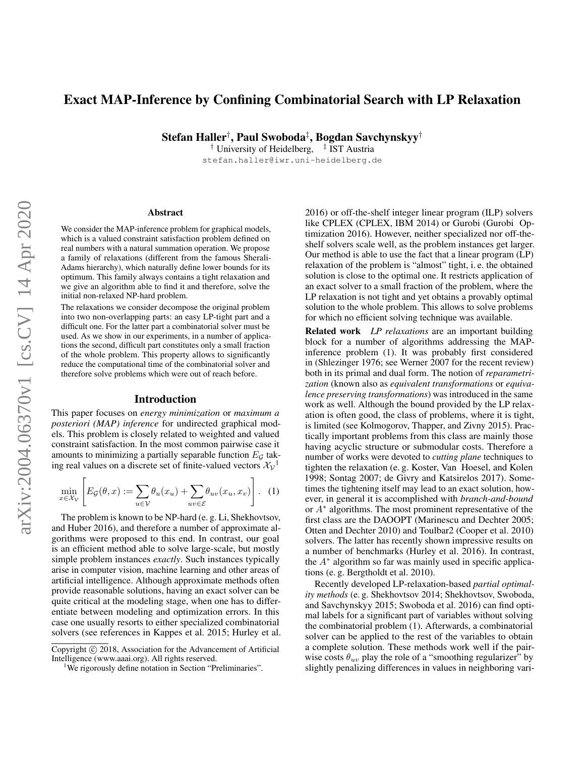# Exact MAP-Inference by Confining Combinatorial Search with LP Relaxation

**Stefan Haller**[†], **Paul Swoboda**[‡], **Bogdan Savchynskyy**[†]

[†] University of Heidelberg, [‡] IST Austria

stefan.haller@iwr.uni-heidelberg.de

## Abstract

We consider the MAP-inference problem for graphical models, which is a valued constraint satisfaction problem defined on real numbers with a natural summation operation. We propose a family of relaxations (different from the famous Sherali-Adams hierarchy), which naturally define lower bounds for its optimum. This family always contains a tight relaxation and we give an algorithm able to find it and therefore, solve the initial non-relaxed NP-hard problem.

The relaxations we consider decompose the original problem into two non-overlapping parts: an easy LP-tight part and a difficult one. For the latter part a combinatorial solver must be used. As we show in our experiments, in a number of applications the second, difficult part constitutes only a small fraction of the whole problem. This property allows to significantly reduce the computational time of the combinatorial solver and therefore solve problems which were out of reach before.

## Introduction

This paper focuses on *energy minimization* or *maximum a posteriori (MAP) inference* for undirected graphical models. This problem is closely related to weighted and valued constraint satisfaction. In the most common pairwise case it amounts to minimizing a partially separable function $E_{\mathcal{G}}$ taking real values on a discrete set of finite-valued vectors $\mathcal{X}_{\mathcal{V}}$[1]

$$\min_{x \in \mathcal{X}_{\mathcal{V}}} \left[ E_{\mathcal{G}}(\theta, x) := \sum_{u \in \mathcal{V}} \theta_u(x_u) + \sum_{uv \in \mathcal{E}} \theta_{uv}(x_u, x_v) \right]. \quad (1)$$

The problem is known to be NP-hard (e. g. Li, Shekhovtsov, and Huber 2016), and therefore a number of approximate algorithms were proposed to this end. In contrast, our goal is an efficient method able to solve large-scale, but mostly simple problem instances *exactly*. Such instances typically arise in computer vision, machine learning and other areas of artificial intelligence. Although approximate methods often provide reasonable solutions, having an exact solver can be quite critical at the modeling stage, when one has to differentiate between modeling and optimization errors. In this case one usually resorts to either specialized combinatorial solvers (see references in Kappes et al. 2015; Hurley et al. 2016) or off-the-shelf integer linear program (ILP) solvers like CPLEX (CPLEX, IBM 2014) or Gurobi (Gurobi Optimization 2016). However, neither specialized nor off-the-shelf solvers scale well, as the problem instances get larger. Our method is able to use the fact that a linear program (LP) relaxation of the problem is "almost" tight, i. e. the obtained solution is close to the optimal one. It restricts application of an exact solver to a small fraction of the problem, where the LP relaxation is not tight and yet obtains a provably optimal solution to the whole problem. This allows to solve problems for which no efficient solving technique was available.

**Related work** *LP relaxations* are an important building block for a number of algorithms addressing the MAP-inference problem (1). It was probably first considered in (Shlezinger 1976; see Werner 2007 for the recent review) both in its primal and dual form. The notion of *reparametrization* (known also as *equivalent transformations* or *equivalence preserving transformations*) was introduced in the same work as well. Although the bound provided by the LP relaxation is often good, the class of problems, where it is tight, is limited (see Kolmogorov, Thapper, and Zivny 2015). Practically important problems from this class are mainly those having acyclic structure or submodular costs. Therefore a number of works were devoted to *cutting plane* techniques to tighten the relaxation (e. g. Koster, Van Hoesel, and Kolen 1998; Sontag 2007; de Givry and Katsirelos 2017). Sometimes the tightening itself may lead to an exact solution, however, in general it is accomplished with *branch-and-bound* or $A^*$ algorithms. The most prominent representative of the first class are the DAOOPT (Marinescu and Dechter 2005; Otten and Dechter 2010) and Toulbar2 (Cooper et al. 2010) solvers. The latter has recently shown impressive results on a number of benchmarks (Hurley et al. 2016). In contrast, the $A^*$ algorithm so far was mainly used in specific applications (e. g. Bergtholdt et al. 2010).

Recently developed LP-relaxation-based *partial optimality methods* (e. g. Shekhovtsov 2014; Shekhovtsov, Swoboda, and Savchynskyy 2015; Swoboda et al. 2016) can find optimal labels for a significant part of variables without solving the combinatorial problem (1). Afterwards, a combinatorial solver can be applied to the rest of the variables to obtain a complete solution. These methods work well if the pairwise costs $\theta_{uv}$ play the role of a "smoothing regularizer" by slightly penalizing differences in values in neighboring vari-

Copyright © 2018, Association for the Advancement of Artificial Intelligence (www.aaai.org). All rights reserved.

[1] We rigorously define notation in Section "Preliminaries".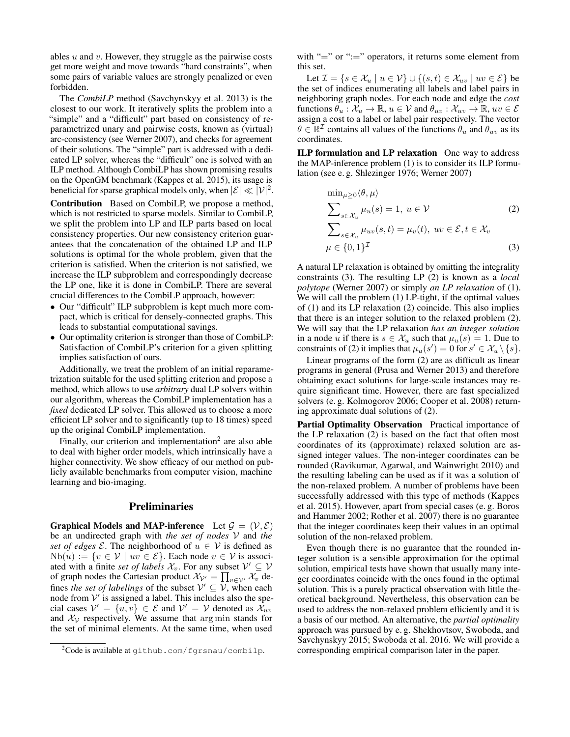ables $u$ and $v$. However, they struggle as the pairwise costs get more weight and move towards "hard constraints", when some pairs of variable values are strongly penalized or even forbidden.

The *CombiLP* method (Savchynskyy et al. 2013) is the closest to our work. It iteratively splits the problem into a "simple" and a "difficult" part based on consistency of reparametrized unary and pairwise costs, known as (virtual) arc-consistency (see Werner 2007), and checks for agreement of their solutions. The "simple" part is addressed with a dedicated LP solver, whereas the "difficult" one is solved with an ILP method. Although CombiLP has shown promising results on the OpenGM benchmark (Kappes et al. 2015), its usage is beneficial for sparse graphical models only, when $|\mathcal{E}| \ll |\mathcal{V}|^2$.

**Contribution** Based on CombiLP, we propose a method, which is not restricted to sparse models. Similar to CombiLP, we split the problem into LP and ILP parts based on local consistency properties. Our new consistency criterion guarantees that the concatenation of the obtained LP and ILP solutions is optimal for the whole problem, given that the criterion is satisfied. When the criterion is not satisfied, we increase the ILP subproblem and correspondingly decrease the LP one, like it is done in CombiLP. There are several crucial differences to the CombiLP approach, however:

- Our "difficult" ILP subproblem is kept much more compact, which is critical for densely-connected graphs. This leads to substantial computational savings.
- Our optimality criterion is stronger than those of CombiLP: Satisfaction of CombiLP's criterion for a given splitting implies satisfaction of ours.

Additionally, we treat the problem of an initial reparametrization suitable for the used splitting criterion and propose a method, which allows to use *arbitrary* dual LP solvers within our algorithm, whereas the CombiLP implementation has a *fixed* dedicated LP solver. This allowed us to choose a more efficient LP solver and to significantly (up to 18 times) speed up the original CombiLP implementation.

Finally, our criterion and implementation[2] are also able to deal with higher order models, which intrinsically have a higher connectivity. We show efficacy of our method on publicly available benchmarks from computer vision, machine learning and bio-imaging.

## Preliminaries

**Graphical Models and MAP-inference** Let $\mathcal{G} = (\mathcal{V}, \mathcal{E})$ be an undirected graph with *the set of nodes* $\mathcal{V}$ and *the set of edges* $\mathcal{E}$. The neighborhood of $u \in \mathcal{V}$ is defined as $\mathrm{Nb}(u) := \{v \in \mathcal{V} \mid uv \in \mathcal{E}\}$. Each node $v \in \mathcal{V}$ is associated with a finite *set of labels* $\mathcal{X}_v$. For any subset $\mathcal{V}' \subseteq \mathcal{V}$ of graph nodes the Cartesian product $\mathcal{X}_{\mathcal{V}'} = \prod_{v \in \mathcal{V}'} \mathcal{X}_v$ defines *the set of labelings* of the subset $\mathcal{V}' \subseteq \mathcal{V}$, when each node from $\mathcal{V}'$ is assigned a label. This includes also the special cases $\mathcal{V}' = \{u, v\} \in \mathcal{E}$ and $\mathcal{V}' = \mathcal{V}$ denoted as $\mathcal{X}_{uv}$ and $\mathcal{X}_{\mathcal{V}}$ respectively. We assume that $\arg\min$ stands for the set of minimal elements. At the same time, when used with "$=$" or "$:=$" operators, it returns some element from this set.

Let $\mathcal{I} = \{s \in \mathcal{X}_u \mid u \in \mathcal{V}\} \cup \{(s,t) \in \mathcal{X}_{uv} \mid uv \in \mathcal{E}\}$ be the set of indices enumerating all labels and label pairs in neighboring graph nodes. For each node and edge the *cost* functions $\theta_u : \mathcal{X}_u \to \mathbb{R}$, $u \in \mathcal{V}$ and $\theta_{uv} : \mathcal{X}_{uv} \to \mathbb{R}$, $uv \in \mathcal{E}$ assign a cost to a label or label pair respectively. The vector $\theta \in \mathbb{R}^{\mathcal{I}}$ contains all values of the functions $\theta_u$ and $\theta_{uv}$ as its coordinates.

**ILP formulation and LP relaxation** One way to address the MAP-inference problem (1) is to consider its ILP formulation (see e. g. Shlezinger 1976; Werner 2007)

$$
\begin{aligned}
&\min\nolimits_{\mu \geq 0} \langle \theta, \mu \rangle \\
&\sum\nolimits_{s \in \mathcal{X}_u} \mu_u(s) = 1, \ u \in \mathcal{V} \qquad (2)\\
&\sum\nolimits_{s \in \mathcal{X}_u} \mu_{uv}(s,t) = \mu_v(t), \ uv \in \mathcal{E}, t \in \mathcal{X}_v \\
&\mu \in \{0,1\}^{\mathcal{I}} \qquad (3)
\end{aligned}
$$

A natural LP relaxation is obtained by omitting the integrality constraints (3). The resulting LP (2) is known as a *local polytope* (Werner 2007) or simply *an LP relaxation* of (1). We will call the problem (1) LP-tight, if the optimal values of (1) and its LP relaxation (2) coincide. This also implies that there is an integer solution to the relaxed problem (2). We will say that the LP relaxation *has an integer solution* in a node $u$ if there is $s \in \mathcal{X}_u$ such that $\mu_u(s) = 1$. Due to constraints of (2) it implies that $\mu_u(s') = 0$ for $s' \in \mathcal{X}_u \setminus \{s\}$.

Linear programs of the form (2) are as difficult as linear programs in general (Prusa and Werner 2013) and therefore obtaining exact solutions for large-scale instances may require significant time. However, there are fast specialized solvers (e. g. Kolmogorov 2006; Cooper et al. 2008) returning approximate dual solutions of (2).

**Partial Optimality Observation** Practical importance of the LP relaxation (2) is based on the fact that often most coordinates of its (approximate) relaxed solution are assigned integer values. The non-integer coordinates can be rounded (Ravikumar, Agarwal, and Wainwright 2010) and the resulting labeling can be used as if it was a solution of the non-relaxed problem. A number of problems have been successfully addressed with this type of methods (Kappes et al. 2015). However, apart from special cases (e. g. Boros and Hammer 2002; Rother et al. 2007) there is no guarantee that the integer coordinates keep their values in an optimal solution of the non-relaxed problem.

Even though there is no guarantee that the rounded integer solution is a sensible approximation for the optimal solution, empirical tests have shown that usually many integer coordinates coincide with the ones found in the optimal solution. This is a purely practical observation with little theoretical background. Nevertheless, this observation can be used to address the non-relaxed problem efficiently and it is a basis of our method. An alternative, the *partial optimality* approach was pursued by e. g. Shekhovtsov, Swoboda, and Savchynskyy 2015; Swoboda et al. 2016. We will provide a corresponding empirical comparison later in the paper.

[2] Code is available at `github.com/fgrsnau/combilp`.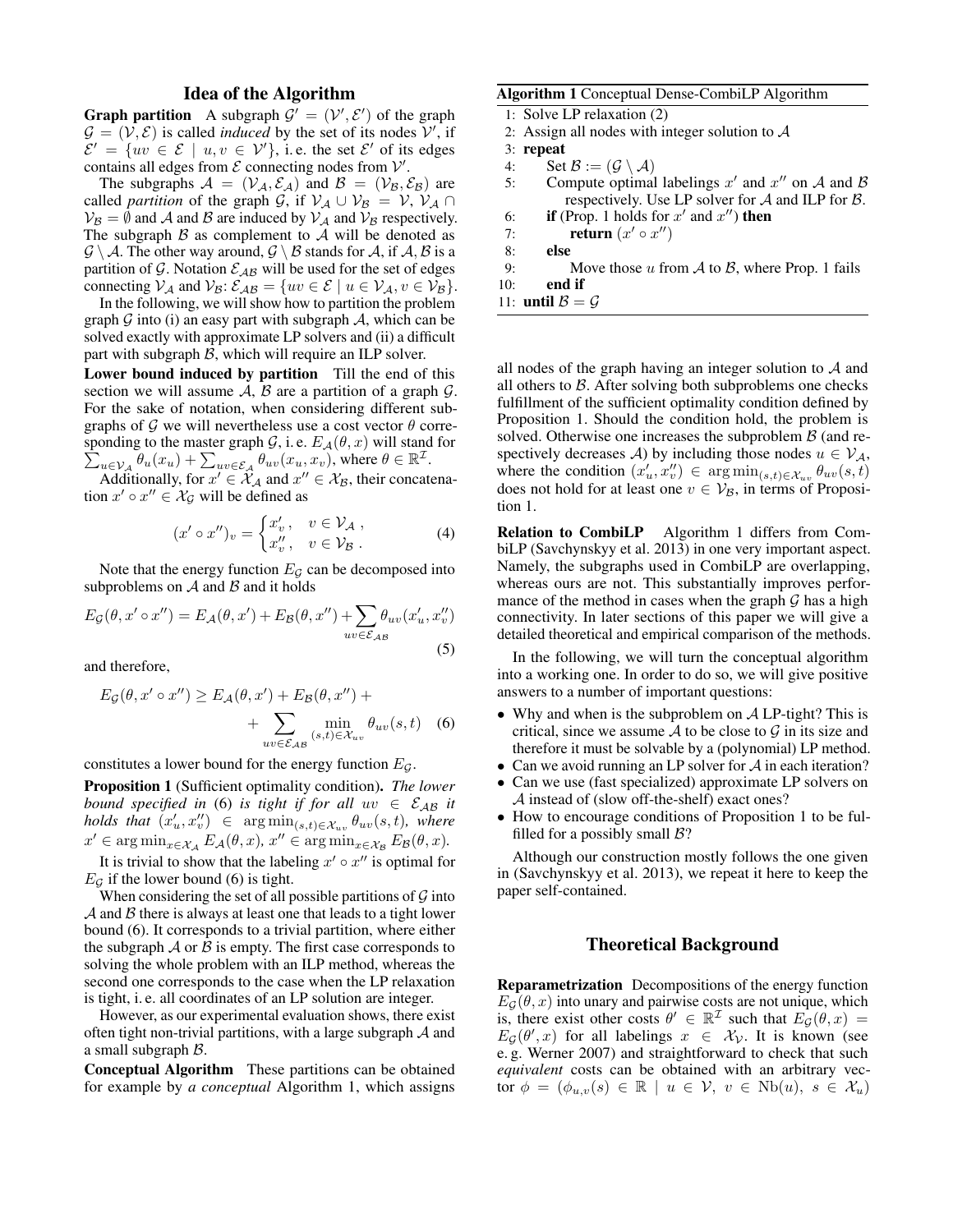## Idea of the Algorithm

**Graph partition** A subgraph $\mathcal{G}' = (\mathcal{V}', \mathcal{E}')$ of the graph $\mathcal{G} = (\mathcal{V}, \mathcal{E})$ is called *induced* by the set of its nodes $\mathcal{V}'$, if $\mathcal{E}' = \{uv \in \mathcal{E} \mid u, v \in \mathcal{V}'\}$, i. e. the set $\mathcal{E}'$ of its edges contains all edges from $\mathcal{E}$ connecting nodes from $\mathcal{V}'$.

The subgraphs $\mathcal{A} = (\mathcal{V}_\mathcal{A}, \mathcal{E}_\mathcal{A})$ and $\mathcal{B} = (\mathcal{V}_\mathcal{B}, \mathcal{E}_\mathcal{B})$ are called *partition* of the graph $\mathcal{G}$, if $\mathcal{V}_\mathcal{A} \cup \mathcal{V}_\mathcal{B} = \mathcal{V}$, $\mathcal{V}_\mathcal{A} \cap \mathcal{V}_\mathcal{B} = \emptyset$ and $\mathcal{A}$ and $\mathcal{B}$ are induced by $\mathcal{V}_\mathcal{A}$ and $\mathcal{V}_\mathcal{B}$ respectively. The subgraph $\mathcal{B}$ as complement to $\mathcal{A}$ will be denoted as $\mathcal{G} \setminus \mathcal{A}$. The other way around, $\mathcal{G} \setminus \mathcal{B}$ stands for $\mathcal{A}$, if $\mathcal{A}, \mathcal{B}$ is a partition of $\mathcal{G}$. Notation $\mathcal{E}_{\mathcal{AB}}$ will be used for the set of edges connecting $\mathcal{V}_\mathcal{A}$ and $\mathcal{V}_\mathcal{B}$: $\mathcal{E}_{\mathcal{AB}} = \{uv \in \mathcal{E} \mid u \in \mathcal{V}_\mathcal{A}, v \in \mathcal{V}_\mathcal{B}\}$.

In the following, we will show how to partition the problem graph $\mathcal{G}$ into (i) an easy part with subgraph $\mathcal{A}$, which can be solved exactly with approximate LP solvers and (ii) a difficult part with subgraph $\mathcal{B}$, which will require an ILP solver.

**Lower bound induced by partition** Till the end of this section we will assume $\mathcal{A}$, $\mathcal{B}$ are a partition of a graph $\mathcal{G}$. For the sake of notation, when considering different subgraphs of $\mathcal{G}$ we will nevertheless use a cost vector $\theta$ corresponding to the master graph $\mathcal{G}$, i. e. $E_\mathcal{A}(\theta, x)$ will stand for $\sum_{u \in \mathcal{V}_\mathcal{A}} \theta_u(x_u) + \sum_{uv \in \mathcal{E}_\mathcal{A}} \theta_{uv}(x_u, x_v)$, where $\theta \in \mathbb{R}^\mathcal{I}$.

Additionally, for $x' \in \mathcal{X}_\mathcal{A}$ and $x'' \in \mathcal{X}_\mathcal{B}$, their concatenation $x' \circ x'' \in \mathcal{X}_\mathcal{G}$ will be defined as

$$(x' \circ x'')_v = \begin{cases} x'_v, & v \in \mathcal{V}_\mathcal{A}, \\ x''_v, & v \in \mathcal{V}_\mathcal{B}. \end{cases} \tag{4}$$

Note that the energy function $E_\mathcal{G}$ can be decomposed into subproblems on $\mathcal{A}$ and $\mathcal{B}$ and it holds

$$E_\mathcal{G}(\theta, x' \circ x'') = E_\mathcal{A}(\theta, x') + E_\mathcal{B}(\theta, x'') + \sum_{uv \in \mathcal{E}_{\mathcal{AB}}} \theta_{uv}(x'_u, x''_v) \tag{5}$$

and therefore,

$$E_\mathcal{G}(\theta, x' \circ x'') \geq E_\mathcal{A}(\theta, x') + E_\mathcal{B}(\theta, x'') + \sum_{uv \in \mathcal{E}_{\mathcal{AB}}} \min_{(s,t) \in \mathcal{X}_{uv}} \theta_{uv}(s, t) \tag{6}$$

constitutes a lower bound for the energy function $E_\mathcal{G}$.

**Proposition 1** (Sufficient optimality condition). *The lower bound specified in* (6) *is tight if for all* $uv \in \mathcal{E}_{\mathcal{AB}}$ *it holds that* $(x'_u, x''_v) \in \arg\min_{(s,t) \in \mathcal{X}_{uv}} \theta_{uv}(s, t)$*, where* $x' \in \arg\min_{x \in \mathcal{X}_\mathcal{A}} E_\mathcal{A}(\theta, x)$*,* $x'' \in \arg\min_{x \in \mathcal{X}_\mathcal{B}} E_\mathcal{B}(\theta, x)$*.*

It is trivial to show that the labeling $x' \circ x''$ is optimal for $E_\mathcal{G}$ if the lower bound (6) is tight.

When considering the set of all possible partitions of $\mathcal{G}$ into $\mathcal{A}$ and $\mathcal{B}$ there is always at least one that leads to a tight lower bound (6). It corresponds to a trivial partition, where either the subgraph $\mathcal{A}$ or $\mathcal{B}$ is empty. The first case corresponds to solving the whole problem with an ILP method, whereas the second one corresponds to the case when the LP relaxation is tight, i. e. all coordinates of an LP solution are integer.

However, as our experimental evaluation shows, there exist often tight non-trivial partitions, with a large subgraph $\mathcal{A}$ and a small subgraph $\mathcal{B}$.

**Conceptual Algorithm** These partitions can be obtained for example by *a conceptual* Algorithm 1, which assigns all nodes of the graph having an integer solution to $\mathcal{A}$ and all others to $\mathcal{B}$. After solving both subproblems one checks fulfillment of the sufficient optimality condition defined by Proposition 1. Should the condition hold, the problem is solved. Otherwise one increases the subproblem $\mathcal{B}$ (and respectively decreases $\mathcal{A}$) by including those nodes $u \in \mathcal{V}_\mathcal{A}$, where the condition $(x'_u, x''_v) \in \arg\min_{(s,t) \in \mathcal{X}_{uv}} \theta_{uv}(s, t)$ does not hold for at least one $v \in \mathcal{V}_\mathcal{B}$, in terms of Proposition 1.

**Algorithm 1** Conceptual Dense-CombiLP Algorithm

```
1:  Solve LP relaxation (2)
2:  Assign all nodes with integer solution to A
3:  repeat
4:      Set B := (G \ A)
5:      Compute optimal labelings x' and x'' on A and B
            respectively. Use LP solver for A and ILP for B.
6:      if (Prop. 1 holds for x' and x'') then
7:          return (x' ∘ x'')
8:      else
9:          Move those u from A to B, where Prop. 1 fails
10:     end if
11: until B = G
```

**Relation to CombiLP** Algorithm 1 differs from CombiLP (Savchynskyy et al. 2013) in one very important aspect. Namely, the subgraphs used in CombiLP are overlapping, whereas ours are not. This substantially improves performance of the method in cases when the graph $\mathcal{G}$ has a high connectivity. In later sections of this paper we will give a detailed theoretical and empirical comparison of the methods.

In the following, we will turn the conceptual algorithm into a working one. In order to do so, we will give positive answers to a number of important questions:

- Why and when is the subproblem on $\mathcal{A}$ LP-tight? This is critical, since we assume $\mathcal{A}$ to be close to $\mathcal{G}$ in its size and therefore it must be solvable by a (polynomial) LP method.
- Can we avoid running an LP solver for $\mathcal{A}$ in each iteration?
- Can we use (fast specialized) approximate LP solvers on $\mathcal{A}$ instead of (slow off-the-shelf) exact ones?
- How to encourage conditions of Proposition 1 to be fulfilled for a possibly small $\mathcal{B}$?

Although our construction mostly follows the one given in (Savchynskyy et al. 2013), we repeat it here to keep the paper self-contained.

## Theoretical Background

**Reparametrization** Decompositions of the energy function $E_\mathcal{G}(\theta, x)$ into unary and pairwise costs are not unique, which is, there exist other costs $\theta' \in \mathbb{R}^\mathcal{I}$ such that $E_\mathcal{G}(\theta, x) = E_\mathcal{G}(\theta', x)$ for all labelings $x \in \mathcal{X}_\mathcal{V}$. It is known (see e. g. Werner 2007) and straightforward to check that such *equivalent* costs can be obtained with an arbitrary vector $\phi = (\phi_{u,v}(s) \in \mathbb{R} \mid u \in \mathcal{V},\ v \in \mathrm{Nb}(u),\ s \in \mathcal{X}_u)$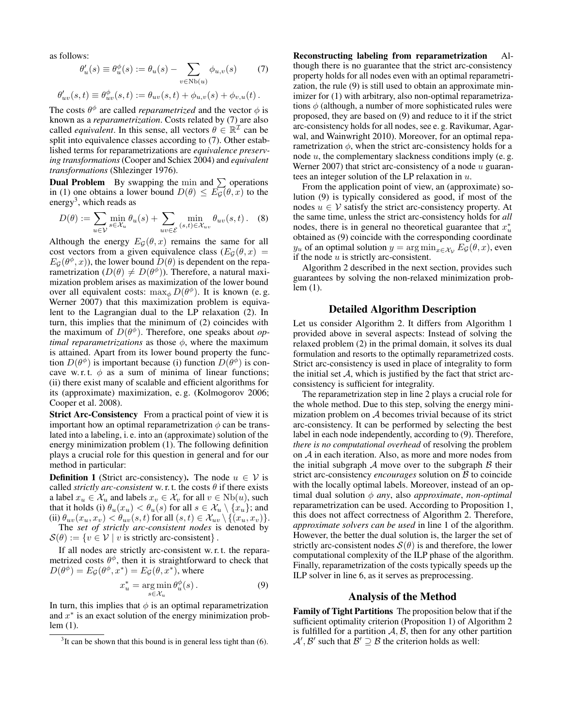as follows:

$$\theta'_u(s) \equiv \theta^\phi_u(s) := \theta_u(s) - \sum_{v \in \mathrm{Nb}(u)} \phi_{u,v}(s) \tag{7}$$

$$\theta'_{uv}(s,t) \equiv \theta^\phi_{uv}(s,t) := \theta_{uv}(s,t) + \phi_{u,v}(s) + \phi_{v,u}(t)\,.$$

The costs $\theta^\phi$ are called *reparametrized* and the vector $\phi$ is known as a *reparametrization*. Costs related by (7) are also called *equivalent*. In this sense, all vectors $\theta \in \mathbb{R}^{\mathcal{I}}$ can be split into equivalence classes according to (7). Other established terms for reparametrizations are *equivalence preserving transformations* (Cooper and Schiex 2004) and *equivalent transformations* (Shlezinger 1976).

**Dual Problem** By swapping the $\min$ and $\sum$ operations in (1) one obtains a lower bound $D(\theta) \leq E_{\mathcal{G}}(\theta, x)$ to the energy[3], which reads as

$$D(\theta) := \sum_{u \in \mathcal{V}} \min_{s \in \mathcal{X}_u} \theta_u(s) + \sum_{uv \in \mathcal{E}} \min_{(s,t) \in \mathcal{X}_{uv}} \theta_{uv}(s,t)\,. \tag{8}$$

Although the energy $E_{\mathcal{G}}(\theta, x)$ remains the same for all cost vectors from a given equivalence class ($E_{\mathcal{G}}(\theta, x) = E_{\mathcal{G}}(\theta^\phi, x)$), the lower bound $D(\theta)$ is dependent on the reparametrization ($D(\theta) \neq D(\theta^\phi)$). Therefore, a natural maximization problem arises as maximization of the lower bound over all equivalent costs: $\max_\phi D(\theta^\phi)$. It is known (e. g. Werner 2007) that this maximization problem is equivalent to the Lagrangian dual to the LP relaxation (2). In turn, this implies that the minimum of (2) coincides with the maximum of $D(\theta^\phi)$. Therefore, one speaks about *optimal reparametrizations* as those $\phi$, where the maximum is attained. Apart from its lower bound property the function $D(\theta^\phi)$ is important because (i) function $D(\theta^\phi)$ is concave w. r. t. $\phi$ as a sum of minima of linear functions; (ii) there exist many of scalable and efficient algorithms for its (approximate) maximization, e. g. (Kolmogorov 2006; Cooper et al. 2008).

**Strict Arc-Consistency** From a practical point of view it is important how an optimal reparametrization $\phi$ can be translated into a labeling, i. e. into an (approximate) solution of the energy minimization problem (1). The following definition plays a crucial role for this question in general and for our method in particular:

**Definition 1** (Strict arc-consistency)**.** The node $u \in \mathcal{V}$ is called *strictly arc-consistent* w. r. t. the costs $\theta$ if there exists a label $x_u \in \mathcal{X}_u$ and labels $x_v \in \mathcal{X}_v$ for all $v \in \mathrm{Nb}(u)$, such that it holds (i) $\theta_u(x_u) < \theta_u(s)$ for all $s \in \mathcal{X}_u \setminus \{x_u\}$; and (ii) $\theta_{uv}(x_u, x_v) < \theta_{uv}(s,t)$ for all $(s,t) \in \mathcal{X}_{uv} \setminus \{(x_u, x_v)\}$.

The *set of strictly arc-consistent nodes* is denoted by $\mathcal{S}(\theta) := \{v \in \mathcal{V} \mid v \text{ is strictly arc-consistent}\}$.

If all nodes are strictly arc-consistent w. r. t. the reparametrized costs $\theta^\phi$, then it is straightforward to check that $D(\theta^\phi) = E_{\mathcal{G}}(\theta^\phi, x^*) = E_{\mathcal{G}}(\theta, x^*)$, where

$$x^*_u = \operatorname*{arg\,min}_{s \in \mathcal{X}_u} \theta^\phi_u(s)\,. \tag{9}$$

In turn, this implies that $\phi$ is an optimal reparametrization and $x^*$ is an exact solution of the energy minimization problem (1).

**Reconstructing labeling from reparametrization** Although there is no guarantee that the strict arc-consistency property holds for all nodes even with an optimal reparametrization, the rule (9) is still used to obtain an approximate minimizer for (1) with arbitrary, also non-optimal reparametrizations $\phi$ (although, a number of more sophisticated rules were proposed, they are based on (9) and reduce to it if the strict arc-consistency holds for all nodes, see e. g. Ravikumar, Agarwal, and Wainwright 2010). Moreover, for an optimal reparametrization $\phi$, when the strict arc-consistency holds for a node $u$, the complementary slackness conditions imply (e. g. Werner 2007) that strict arc-consistency of a node $u$ guarantees an integer solution of the LP relaxation in $u$.

From the application point of view, an (approximate) solution (9) is typically considered as good, if most of the nodes $u \in \mathcal{V}$ satisfy the strict arc-consistency property. At the same time, unless the strict arc-consistency holds for *all* nodes, there is in general no theoretical guarantee that $x^*_u$ obtained as (9) coincide with the corresponding coordinate $y_u$ of an optimal solution $y = \arg\min_{x \in \mathcal{X}_{\mathcal{V}}} E_{\mathcal{G}}(\theta, x)$, even if the node $u$ is strictly arc-consistent.

Algorithm 2 described in the next section, provides such guarantees by solving the non-relaxed minimization problem (1).

## Detailed Algorithm Description

Let us consider Algorithm 2. It differs from Algorithm 1 provided above in several aspects: Instead of solving the relaxed problem (2) in the primal domain, it solves its dual formulation and resorts to the optimally reparametrized costs. Strict arc-consistency is used in place of integrality to form the initial set $\mathcal{A}$, which is justified by the fact that strict arc-consistency is sufficient for integrality.

The reparametrization step in line 2 plays a crucial role for the whole method. Due to this step, solving the energy minimization problem on $\mathcal{A}$ becomes trivial because of its strict arc-consistency. It can be performed by selecting the best label in each node independently, according to (9). Therefore, *there is no computational overhead* of resolving the problem on $\mathcal{A}$ in each iteration. Also, as more and more nodes from the initial subgraph $\mathcal{A}$ move over to the subgraph $\mathcal{B}$ their strict arc-consistency *encourages* solution on $\mathcal{B}$ to coincide with the locally optimal labels. Moreover, instead of an optimal dual solution $\phi$ *any*, also *approximate*, *non-optimal* reparametrization can be used. According to Proposition 1, this does not affect correctness of Algorithm 2. Therefore, *approximate solvers can be used* in line 1 of the algorithm. However, the better the dual solution is, the larger the set of strictly arc-consistent nodes $\mathcal{S}(\theta)$ is and therefore, the lower computational complexity of the ILP phase of the algorithm. Finally, reparametrization of the costs typically speeds up the ILP solver in line 6, as it serves as preprocessing.

## Analysis of the Method

**Family of Tight Partitions** The proposition below that if the sufficient optimality criterion (Proposition 1) of Algorithm 2 is fulfilled for a partition $\mathcal{A}, \mathcal{B}$, then for any other partition $\mathcal{A}', \mathcal{B}'$ such that $\mathcal{B}' \supseteq \mathcal{B}$ the criterion holds as well:

[3] It can be shown that this bound is in general less tight than (6).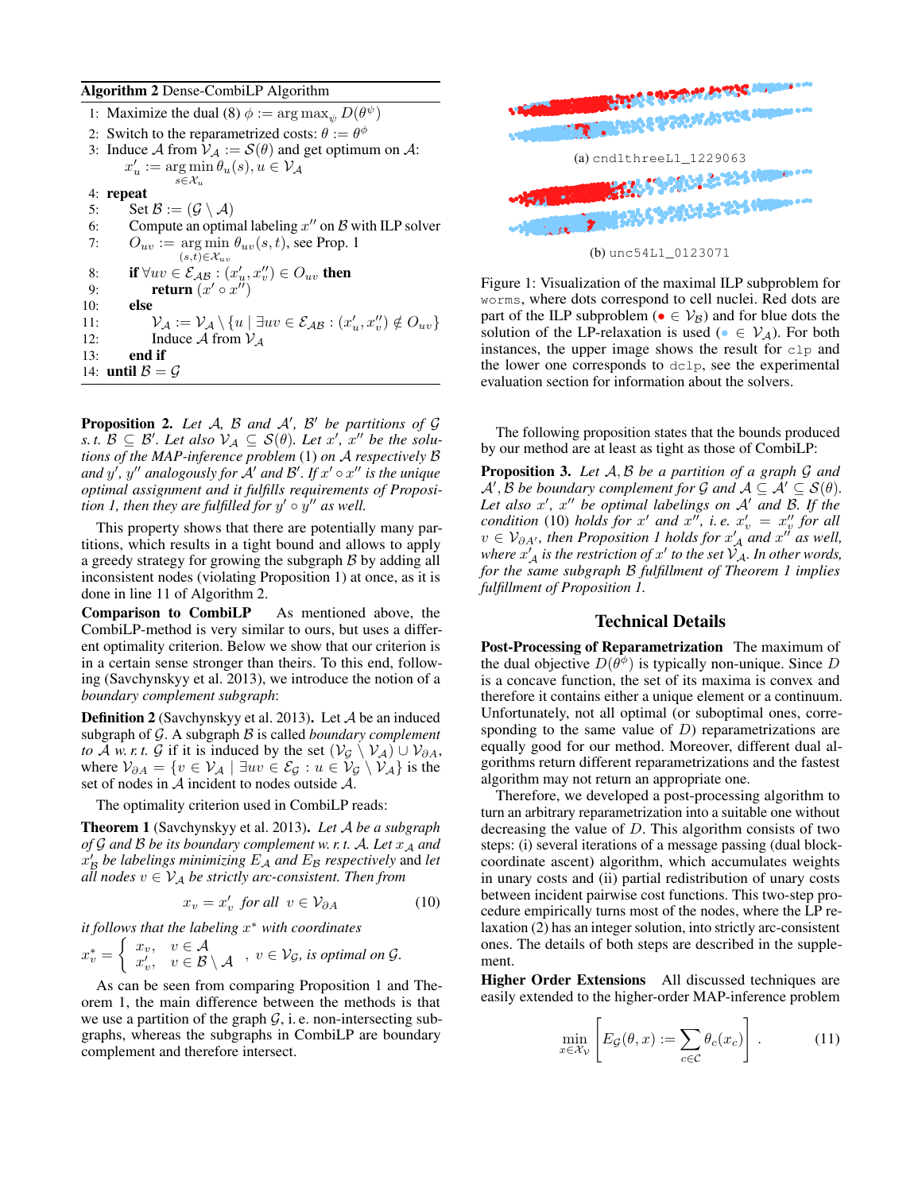**Algorithm 2** Dense-CombiLP Algorithm

1: Maximize the dual (8) $\phi := \arg\max_{\psi} D(\theta^{\psi})$
2: Switch to the reparametrized costs: $\theta := \theta^{\phi}$
3: Induce $\mathcal{A}$ from $\mathcal{V}_{\mathcal{A}} := \mathcal{S}(\theta)$ and get optimum on $\mathcal{A}$: $x'_u := \arg\min_{s \in \mathcal{X}_u} \theta_u(s), u \in \mathcal{V}_{\mathcal{A}}$
4: **repeat**
5: Set $\mathcal{B} := (\mathcal{G} \setminus \mathcal{A})$
6: Compute an optimal labeling $x''$ on $\mathcal{B}$ with ILP solver
7: $O_{uv} := \arg\min_{(s,t) \in \mathcal{X}_{uv}} \theta_{uv}(s,t)$, see Prop. 1
8: **if** $\forall uv \in \mathcal{E}_{\mathcal{AB}} : (x'_u, x''_v) \in O_{uv}$ **then**
9: **return** $(x' \circ x'')$
10: **else**
11: $\mathcal{V}_{\mathcal{A}} := \mathcal{V}_{\mathcal{A}} \setminus \{u \mid \exists uv \in \mathcal{E}_{\mathcal{AB}} : (x'_u, x''_v) \notin O_{uv}\}$
12: Induce $\mathcal{A}$ from $\mathcal{V}_{\mathcal{A}}$
13: **end if**
14: **until** $\mathcal{B} = \mathcal{G}$

**Proposition 2.** *Let $\mathcal{A}$, $\mathcal{B}$ and $\mathcal{A}'$, $\mathcal{B}'$ be partitions of $\mathcal{G}$ s. t. $\mathcal{B} \subseteq \mathcal{B}'$. Let also $\mathcal{V}_{\mathcal{A}} \subseteq \mathcal{S}(\theta)$. Let $x'$, $x''$ be the solutions of the MAP-inference problem* (1) *on $\mathcal{A}$ respectively $\mathcal{B}$ and $y'$, $y''$ analogously for $\mathcal{A}'$ and $\mathcal{B}'$. If $x' \circ x''$ is the unique optimal assignment and it fulfills requirements of Proposition 1, then they are fulfilled for $y' \circ y''$ as well.*

This property shows that there are potentially many partitions, which results in a tight bound and allows to apply a greedy strategy for growing the subgraph $\mathcal{B}$ by adding all inconsistent nodes (violating Proposition 1) at once, as it is done in line 11 of Algorithm 2.

**Comparison to CombiLP** As mentioned above, the CombiLP-method is very similar to ours, but uses a different optimality criterion. Below we show that our criterion is in a certain sense stronger than theirs. To this end, following (Savchynskyy et al. 2013), we introduce the notion of a *boundary complement subgraph*:

**Definition 2** (Savchynskyy et al. 2013)**.** Let $\mathcal{A}$ be an induced subgraph of $\mathcal{G}$. A subgraph $\mathcal{B}$ is called *boundary complement to $\mathcal{A}$ w. r. t. $\mathcal{G}$* if it is induced by the set $(\mathcal{V}_{\mathcal{G}} \setminus \mathcal{V}_{\mathcal{A}}) \cup \mathcal{V}_{\partial A}$, where $\mathcal{V}_{\partial A} = \{v \in \mathcal{V}_{\mathcal{A}} \mid \exists uv \in \mathcal{E}_{\mathcal{G}} : u \in \mathcal{V}_{\mathcal{G}} \setminus \mathcal{V}_{\mathcal{A}}\}$ is the set of nodes in $\mathcal{A}$ incident to nodes outside $\mathcal{A}$.

The optimality criterion used in CombiLP reads:

**Theorem 1** (Savchynskyy et al. 2013)**.** *Let $\mathcal{A}$ be a subgraph of $\mathcal{G}$ and $\mathcal{B}$ be its boundary complement w. r. t. $\mathcal{A}$. Let $x_{\mathcal{A}}$ and $x'_{\mathcal{B}}$ be labelings minimizing $E_{\mathcal{A}}$ and $E_{\mathcal{B}}$ respectively* and *let all nodes $v \in \mathcal{V}_{\mathcal{A}}$ be strictly arc-consistent. Then from*

$$x_v = x'_v \ \text{ for all } \ v \in \mathcal{V}_{\partial A} \tag{10}$$

*it follows that the labeling $x^*$ with coordinates*

$$x^*_v = \begin{cases} x_v, & v \in \mathcal{A} \\ x'_v, & v \in \mathcal{B} \setminus \mathcal{A} \end{cases}, \ v \in \mathcal{V}_{\mathcal{G}}, \text{ is optimal on } \mathcal{G}.$$

As can be seen from comparing Proposition 1 and Theorem 1, the main difference between the methods is that we use a partition of the graph $\mathcal{G}$, i. e. non-intersecting subgraphs, whereas the subgraphs in CombiLP are boundary complement and therefore intersect.

(a) `cnd1threeL1_1229063`

(b) `unc54L1_0123071`

Figure 1: Visualization of the maximal ILP subproblem for `worms`, where dots correspond to cell nuclei. Red dots are part of the ILP subproblem (● $\in \mathcal{V}_{\mathcal{B}}$) and for blue dots the solution of the LP-relaxation is used (● $\in \mathcal{V}_{\mathcal{A}}$). For both instances, the upper image shows the result for `clp` and the lower one corresponds to `dclp`, see the experimental evaluation section for information about the solvers.

The following proposition states that the bounds produced by our method are at least as tight as those of CombiLP:

**Proposition 3.** *Let $\mathcal{A}, \mathcal{B}$ be a partition of a graph $\mathcal{G}$ and $\mathcal{A}', \mathcal{B}$ be boundary complement for $\mathcal{G}$ and $\mathcal{A} \subseteq \mathcal{A}' \subseteq \mathcal{S}(\theta)$. Let also $x'$, $x''$ be optimal labelings on $\mathcal{A}'$ and $\mathcal{B}$. If the condition* (10) *holds for $x'$ and $x''$, i. e. $x'_v = x''_v$ for all $v \in \mathcal{V}_{\partial \mathcal{A}'}$, then Proposition 1 holds for $x'_{\mathcal{A}}$ and $x''$ as well, where $x'_{\mathcal{A}}$ is the restriction of $x'$ to the set $\mathcal{V}_{\mathcal{A}}$. In other words, for the same subgraph $\mathcal{B}$ fulfillment of Theorem 1 implies fulfillment of Proposition 1.*

## Technical Details

**Post-Processing of Reparametrization** The maximum of the dual objective $D(\theta^{\phi})$ is typically non-unique. Since $D$ is a concave function, the set of its maxima is convex and therefore it contains either a unique element or a continuum. Unfortunately, not all optimal (or suboptimal ones, corresponding to the same value of $D$) reparametrizations are equally good for our method. Moreover, different dual algorithms return different reparametrizations and the fastest algorithm may not return an appropriate one.

Therefore, we developed a post-processing algorithm to turn an arbitrary reparametrization into a suitable one without decreasing the value of $D$. This algorithm consists of two steps: (i) several iterations of a message passing (dual block-coordinate ascent) algorithm, which accumulates weights in unary costs and (ii) partial redistribution of unary costs between incident pairwise cost functions. This two-step procedure empirically turns most of the nodes, where the LP relaxation (2) has an integer solution, into strictly arc-consistent ones. The details of both steps are described in the supplement.

**Higher Order Extensions** All discussed techniques are easily extended to the higher-order MAP-inference problem

$$\min_{x \in \mathcal{X}_{\mathcal{V}}} \left[ E_{\mathcal{G}}(\theta, x) := \sum_{c \in \mathcal{C}} \theta_c(x_c) \right]. \tag{11}$$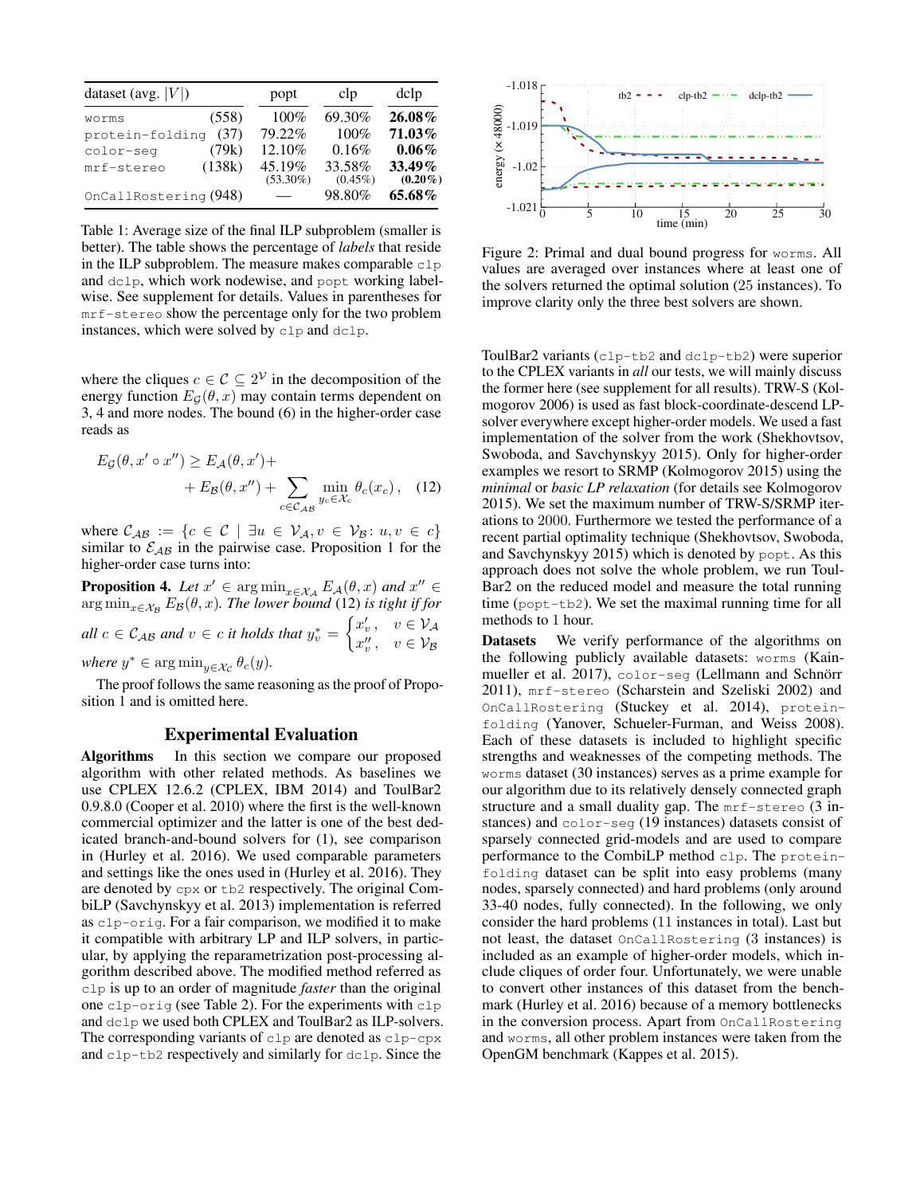| dataset (avg. $\|V\|$) | | popt | clp | dclp |
|---|---|---|---|---|
| worms | (558) | 100% | 69.30% | **26.08%** |
| protein-folding | (37) | 79.22% | 100% | **71.03%** |
| color-seg | (79k) | 12.10% | 0.16% | **0.06%** |
| mrf-stereo | (138k) | 45.19% (53.30%) | 33.58% (0.45%) | **33.49%** **(0.20%)** |
| OnCallRostering | (948) | — | 98.80% | **65.68%** |

Table 1: Average size of the final ILP subproblem (smaller is better). The table shows the percentage of *labels* that reside in the ILP subproblem. The measure makes comparable clp and dclp, which work nodewise, and popt working labelwise. See supplement for details. Values in parentheses for mrf-stereo show the percentage only for the two problem instances, which were solved by clp and dclp.

where the cliques $c \in \mathcal{C} \subseteq 2^{\mathcal{V}}$ in the decomposition of the energy function $E_{\mathcal{G}}(\theta, x)$ may contain terms dependent on 3, 4 and more nodes. The bound (6) in the higher-order case reads as

$$E_{\mathcal{G}}(\theta, x' \circ x'') \geq E_{\mathcal{A}}(\theta, x') + E_{\mathcal{B}}(\theta, x'') + \sum_{c \in \mathcal{C}_{\mathcal{AB}}} \min_{y_c \in \mathcal{X}_c} \theta_c(x_c), \quad (12)$$

where $\mathcal{C}_{\mathcal{AB}} := \{c \in \mathcal{C} \mid \exists u \in \mathcal{V}_{\mathcal{A}}, v \in \mathcal{V}_{\mathcal{B}} \colon u, v \in c\}$ similar to $\mathcal{E}_{\mathcal{AB}}$ in the pairwise case. Proposition 1 for the higher-order case turns into:

**Proposition 4.** *Let $x' \in \arg\min_{x \in \mathcal{X}_{\mathcal{A}}} E_{\mathcal{A}}(\theta, x)$ and $x'' \in \arg\min_{x \in \mathcal{X}_{\mathcal{B}}} E_{\mathcal{B}}(\theta, x)$. The lower bound (12) is tight if for all $c \in \mathcal{C}_{\mathcal{AB}}$ and $v \in c$ it holds that $y^*_v = \begin{cases} x'_v, & v \in \mathcal{V}_{\mathcal{A}} \\ x''_v, & v \in \mathcal{V}_{\mathcal{B}} \end{cases}$ where $y^* \in \arg\min_{y \in \mathcal{X}_c} \theta_c(y)$.*

The proof follows the same reasoning as the proof of Proposition 1 and is omitted here.

## Experimental Evaluation

**Algorithms** In this section we compare our proposed algorithm with other related methods. As baselines we use CPLEX 12.6.2 (CPLEX, IBM 2014) and ToulBar2 0.9.8.0 (Cooper et al. 2010) where the first is the well-known commercial optimizer and the latter is one of the best dedicated branch-and-bound solvers for (1), see comparison in (Hurley et al. 2016). We used comparable parameters and settings like the ones used in (Hurley et al. 2016). They are denoted by cpx or tb2 respectively. The original CombiLP (Savchynskyy et al. 2013) implementation is referred as clp-orig. For a fair comparison, we modified it to make it compatible with arbitrary LP and ILP solvers, in particular, by applying the reparametrization post-processing algorithm described above. The modified method referred as clp is up to an order of magnitude *faster* than the original one clp-orig (see Table 2). For the experiments with clp and dclp we used both CPLEX and ToulBar2 as ILP-solvers. The corresponding variants of clp are denoted as clp-cpx and clp-tb2 respectively and similarly for dclp. Since the

Figure 2: Primal and dual bound progress for worms. All values are averaged over instances where at least one of the solvers returned the optimal solution (25 instances). To improve clarity only the three best solvers are shown.

ToulBar2 variants (clp-tb2 and dclp-tb2) were superior to the CPLEX variants in *all* our tests, we will mainly discuss the former here (see supplement for all results). TRW-S (Kolmogorov 2006) is used as fast block-coordinate-descend LP-solver everywhere except higher-order models. We used a fast implementation of the solver from the work (Shekhovtsov, Swoboda, and Savchynskyy 2015). Only for higher-order examples we resort to SRMP (Kolmogorov 2015) using the *minimal* or *basic LP relaxation* (for details see Kolmogorov 2015). We set the maximum number of TRW-S/SRMP iterations to 2000. Furthermore we tested the performance of a recent partial optimality technique (Shekhovtsov, Swoboda, and Savchynskyy 2015) which is denoted by popt. As this approach does not solve the whole problem, we run ToulBar2 on the reduced model and measure the total running time (popt-tb2). We set the maximal running time for all methods to 1 hour.

**Datasets** We verify performance of the algorithms on the following publicly available datasets: worms (Kainmueller et al. 2017), color-seg (Lellmann and Schnörr 2011), mrf-stereo (Scharstein and Szeliski 2002) and OnCallRostering (Stuckey et al. 2014), protein-folding (Yanover, Schueler-Furman, and Weiss 2008). Each of these datasets is included to highlight specific strengths and weaknesses of the competing methods. The worms dataset (30 instances) serves as a prime example for our algorithm due to its relatively densely connected graph structure and a small duality gap. The mrf-stereo (3 instances) and color-seg (19 instances) datasets consist of sparsely connected grid-models and are used to compare performance to the CombiLP method clp. The protein-folding dataset can be split into easy problems (many nodes, sparsely connected) and hard problems (only around 33-40 nodes, fully connected). In the following, we only consider the hard problems (11 instances in total). Last but not least, the dataset OnCallRostering (3 instances) is included as an example of higher-order models, which include cliques of order four. Unfortunately, we were unable to convert other instances of this dataset from the benchmark (Hurley et al. 2016) because of a memory bottlenecks in the conversion process. Apart from OnCallRostering and worms, all other problem instances were taken from the OpenGM benchmark (Kappes et al. 2015).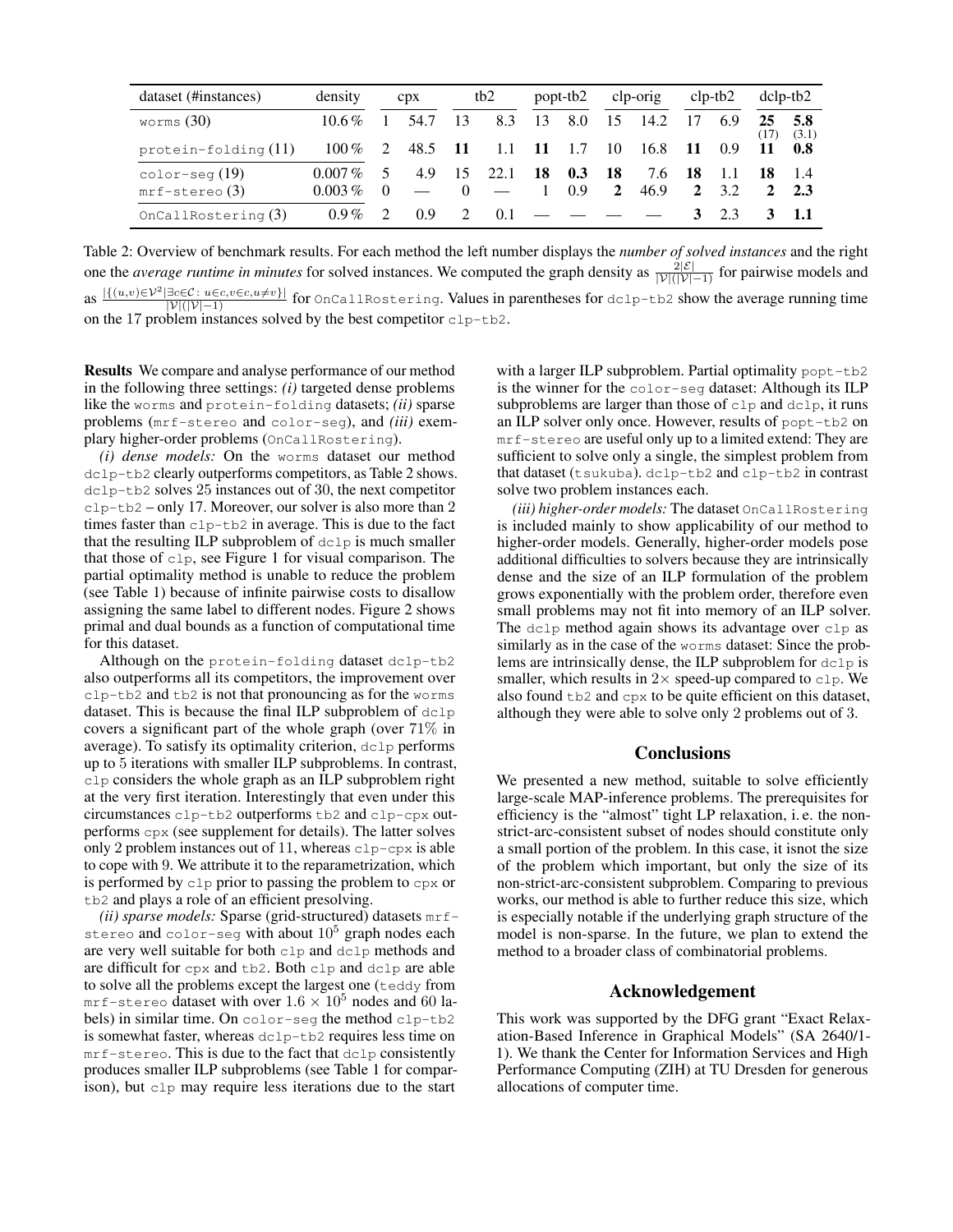| dataset (#instances) | density | cpx | | tb2 | | popt-tb2 | | clp-orig | | clp-tb2 | | dclp-tb2 | |
|---|---|---|---|---|---|---|---|---|---|---|---|---|---|
| worms (30) | 10.6 % | 1 | 54.7 | 13 | 8.3 | 13 | 8.0 | 15 | 14.2 | 17 | 6.9 | **25** (17) | **5.8** (3.1) |
| protein-folding (11) | 100 % | 2 | 48.5 | **11** | 1.1 | **11** | 1.7 | 10 | 16.8 | **11** | 0.9 | **11** | **0.8** |
| color-seg (19) | 0.007 % | 5 | 4.9 | 15 | 22.1 | **18** | **0.3** | **18** | 7.6 | **18** | 1.1 | **18** | 1.4 |
| mrf-stereo (3) | 0.003 % | 0 | — | 0 | — | 1 | 0.9 | **2** | 46.9 | **2** | 3.2 | **2** | **2.3** |
| OnCallRostering (3) | 0.9 % | 2 | 0.9 | 2 | 0.1 | — | — | — | — | **3** | 2.3 | **3** | **1.1** |

Table 2: Overview of benchmark results. For each method the left number displays the *number of solved instances* and the right one the *average runtime in minutes* for solved instances. We computed the graph density as $\frac{2|\mathcal{E}|}{|\mathcal{V}|(|\mathcal{V}|-1)}$ for pairwise models and as $\frac{|\{(u,v)\in\mathcal{V}^2 | \exists c\in\mathcal{C}:\ u\in c, v\in c, u\neq v\}|}{|\mathcal{V}|(|\mathcal{V}|-1)}$ for OnCallRostering. Values in parentheses for dclp-tb2 show the average running time on the 17 problem instances solved by the best competitor clp-tb2.

**Results** We compare and analyse performance of our method in the following three settings: *(i)* targeted dense problems like the worms and protein-folding datasets; *(ii)* sparse problems (mrf-stereo and color-seg), and *(iii)* exemplary higher-order problems (OnCallRostering).

*(i) dense models:* On the worms dataset our method dclp-tb2 clearly outperforms competitors, as Table 2 shows. dclp-tb2 solves 25 instances out of 30, the next competitor clp-tb2 – only 17. Moreover, our solver is also more than 2 times faster than clp-tb2 in average. This is due to the fact that the resulting ILP subproblem of dclp is much smaller that those of clp, see Figure 1 for visual comparison. The partial optimality method is unable to reduce the problem (see Table 1) because of infinite pairwise costs to disallow assigning the same label to different nodes. Figure 2 shows primal and dual bounds as a function of computational time for this dataset.

Although on the protein-folding dataset dclp-tb2 also outperforms all its competitors, the improvement over clp-tb2 and tb2 is not that pronouncing as for the worms dataset. This is because the final ILP subproblem of dclp covers a significant part of the whole graph (over 71% in average). To satisfy its optimality criterion, dclp performs up to 5 iterations with smaller ILP subproblems. In contrast, clp considers the whole graph as an ILP subproblem right at the very first iteration. Interestingly that even under this circumstances clp-tb2 outperforms tb2 and clp-cpx outperforms cpx (see supplement for details). The latter solves only 2 problem instances out of 11, whereas clp-cpx is able to cope with 9. We attribute it to the reparametrization, which is performed by clp prior to passing the problem to cpx or tb2 and plays a role of an efficient presolving.

*(ii) sparse models:* Sparse (grid-structured) datasets mrf-stereo and color-seg with about $10^5$ graph nodes each are very well suitable for both clp and dclp methods and are difficult for cpx and tb2. Both clp and dclp are able to solve all the problems except the largest one (teddy from mrf-stereo dataset with over $1.6 \times 10^5$ nodes and 60 labels) in similar time. On color-seg the method clp-tb2 is somewhat faster, whereas dclp-tb2 requires less time on mrf-stereo. This is due to the fact that dclp consistently produces smaller ILP subproblems (see Table 1 for comparison), but clp may require less iterations due to the start with a larger ILP subproblem. Partial optimality popt-tb2 is the winner for the color-seg dataset: Although its ILP subproblems are larger than those of clp and dclp, it runs an ILP solver only once. However, results of popt-tb2 on mrf-stereo are useful only up to a limited extend: They are sufficient to solve only a single, the simplest problem from that dataset (tsukuba). dclp-tb2 and clp-tb2 in contrast solve two problem instances each.

*(iii) higher-order models:* The dataset OnCallRostering is included mainly to show applicability of our method to higher-order models. Generally, higher-order models pose additional difficulties to solvers because they are intrinsically dense and the size of an ILP formulation of the problem grows exponentially with the problem order, therefore even small problems may not fit into memory of an ILP solver. The dclp method again shows its advantage over clp as similarly as in the case of the worms dataset: Since the problems are intrinsically dense, the ILP subproblem for dclp is smaller, which results in 2× speed-up compared to clp. We also found tb2 and cpx to be quite efficient on this dataset, although they were able to solve only 2 problems out of 3.

## Conclusions

We presented a new method, suitable to solve efficiently large-scale MAP-inference problems. The prerequisites for efficiency is the "almost" tight LP relaxation, i. e. the non-strict-arc-consistent subset of nodes should constitute only a small portion of the problem. In this case, it isnot the size of the problem which important, but only the size of its non-strict-arc-consistent subproblem. Comparing to previous works, our method is able to further reduce this size, which is especially notable if the underlying graph structure of the model is non-sparse. In the future, we plan to extend the method to a broader class of combinatorial problems.

## Acknowledgement

This work was supported by the DFG grant "Exact Relaxation-Based Inference in Graphical Models" (SA 2640/1-1). We thank the Center for Information Services and High Performance Computing (ZIH) at TU Dresden for generous allocations of computer time.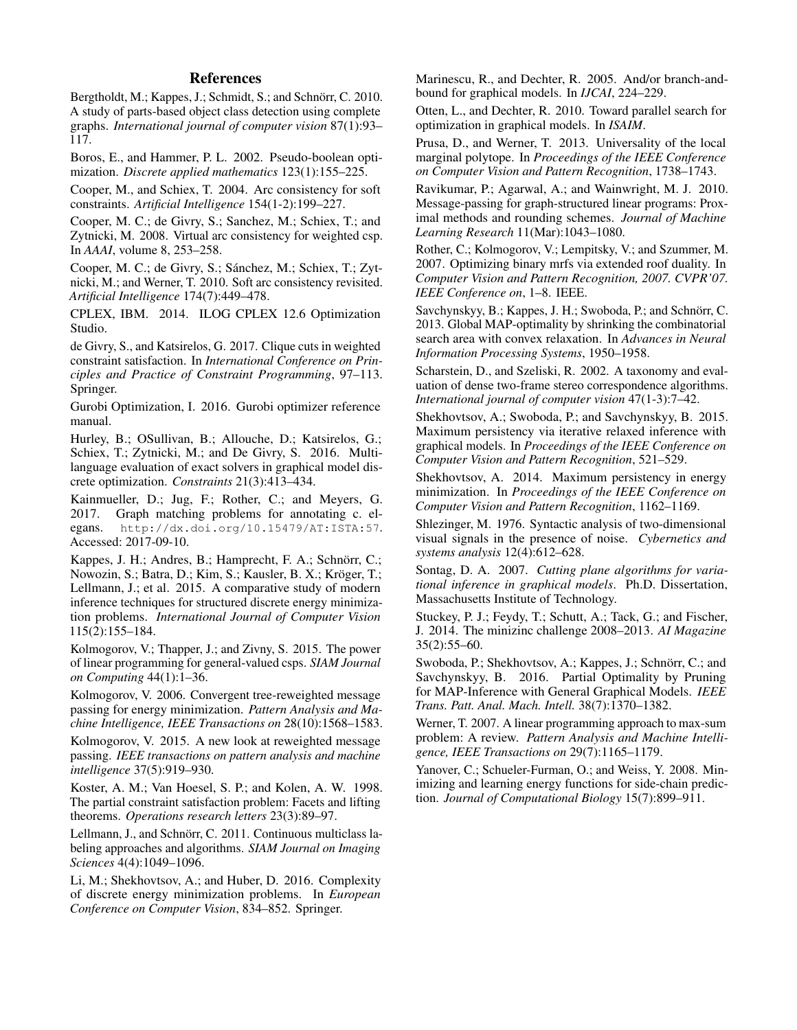## References

Bergtholdt, M.; Kappes, J.; Schmidt, S.; and Schnörr, C. 2010. A study of parts-based object class detection using complete graphs. *International journal of computer vision* 87(1):93–117.

Boros, E., and Hammer, P. L. 2002. Pseudo-boolean optimization. *Discrete applied mathematics* 123(1):155–225.

Cooper, M., and Schiex, T. 2004. Arc consistency for soft constraints. *Artificial Intelligence* 154(1-2):199–227.

Cooper, M. C.; de Givry, S.; Sanchez, M.; Schiex, T.; and Zytnicki, M. 2008. Virtual arc consistency for weighted csp. In *AAAI*, volume 8, 253–258.

Cooper, M. C.; de Givry, S.; Sánchez, M.; Schiex, T.; Zytnicki, M.; and Werner, T. 2010. Soft arc consistency revisited. *Artificial Intelligence* 174(7):449–478.

CPLEX, IBM. 2014. ILOG CPLEX 12.6 Optimization Studio.

de Givry, S., and Katsirelos, G. 2017. Clique cuts in weighted constraint satisfaction. In *International Conference on Principles and Practice of Constraint Programming*, 97–113. Springer.

Gurobi Optimization, I. 2016. Gurobi optimizer reference manual.

Hurley, B.; OSullivan, B.; Allouche, D.; Katsirelos, G.; Schiex, T.; Zytnicki, M.; and De Givry, S. 2016. Multi-language evaluation of exact solvers in graphical model discrete optimization. *Constraints* 21(3):413–434.

Kainmueller, D.; Jug, F.; Rother, C.; and Meyers, G. 2017. Graph matching problems for annotating c. elegans. `http://dx.doi.org/10.15479/AT:ISTA:57`. Accessed: 2017-09-10.

Kappes, J. H.; Andres, B.; Hamprecht, F. A.; Schnörr, C.; Nowozin, S.; Batra, D.; Kim, S.; Kausler, B. X.; Kröger, T.; Lellmann, J.; et al. 2015. A comparative study of modern inference techniques for structured discrete energy minimization problems. *International Journal of Computer Vision* 115(2):155–184.

Kolmogorov, V.; Thapper, J.; and Zivny, S. 2015. The power of linear programming for general-valued csps. *SIAM Journal on Computing* 44(1):1–36.

Kolmogorov, V. 2006. Convergent tree-reweighted message passing for energy minimization. *Pattern Analysis and Machine Intelligence, IEEE Transactions on* 28(10):1568–1583.

Kolmogorov, V. 2015. A new look at reweighted message passing. *IEEE transactions on pattern analysis and machine intelligence* 37(5):919–930.

Koster, A. M.; Van Hoesel, S. P.; and Kolen, A. W. 1998. The partial constraint satisfaction problem: Facets and lifting theorems. *Operations research letters* 23(3):89–97.

Lellmann, J., and Schnörr, C. 2011. Continuous multiclass labeling approaches and algorithms. *SIAM Journal on Imaging Sciences* 4(4):1049–1096.

Li, M.; Shekhovtsov, A.; and Huber, D. 2016. Complexity of discrete energy minimization problems. In *European Conference on Computer Vision*, 834–852. Springer.

Marinescu, R., and Dechter, R. 2005. And/or branch-and-bound for graphical models. In *IJCAI*, 224–229.

Otten, L., and Dechter, R. 2010. Toward parallel search for optimization in graphical models. In *ISAIM*.

Prusa, D., and Werner, T. 2013. Universality of the local marginal polytope. In *Proceedings of the IEEE Conference on Computer Vision and Pattern Recognition*, 1738–1743.

Ravikumar, P.; Agarwal, A.; and Wainwright, M. J. 2010. Message-passing for graph-structured linear programs: Proximal methods and rounding schemes. *Journal of Machine Learning Research* 11(Mar):1043–1080.

Rother, C.; Kolmogorov, V.; Lempitsky, V.; and Szummer, M. 2007. Optimizing binary mrfs via extended roof duality. In *Computer Vision and Pattern Recognition, 2007. CVPR'07. IEEE Conference on*, 1–8. IEEE.

Savchynskyy, B.; Kappes, J. H.; Swoboda, P.; and Schnörr, C. 2013. Global MAP-optimality by shrinking the combinatorial search area with convex relaxation. In *Advances in Neural Information Processing Systems*, 1950–1958.

Scharstein, D., and Szeliski, R. 2002. A taxonomy and evaluation of dense two-frame stereo correspondence algorithms. *International journal of computer vision* 47(1-3):7–42.

Shekhovtsov, A.; Swoboda, P.; and Savchynskyy, B. 2015. Maximum persistency via iterative relaxed inference with graphical models. In *Proceedings of the IEEE Conference on Computer Vision and Pattern Recognition*, 521–529.

Shekhovtsov, A. 2014. Maximum persistency in energy minimization. In *Proceedings of the IEEE Conference on Computer Vision and Pattern Recognition*, 1162–1169.

Shlezinger, M. 1976. Syntactic analysis of two-dimensional visual signals in the presence of noise. *Cybernetics and systems analysis* 12(4):612–628.

Sontag, D. A. 2007. *Cutting plane algorithms for variational inference in graphical models*. Ph.D. Dissertation, Massachusetts Institute of Technology.

Stuckey, P. J.; Feydy, T.; Schutt, A.; Tack, G.; and Fischer, J. 2014. The minizinc challenge 2008–2013. *AI Magazine* 35(2):55–60.

Swoboda, P.; Shekhovtsov, A.; Kappes, J.; Schnörr, C.; and Savchynskyy, B. 2016. Partial Optimality by Pruning for MAP-Inference with General Graphical Models. *IEEE Trans. Patt. Anal. Mach. Intell.* 38(7):1370–1382.

Werner, T. 2007. A linear programming approach to max-sum problem: A review. *Pattern Analysis and Machine Intelligence, IEEE Transactions on* 29(7):1165–1179.

Yanover, C.; Schueler-Furman, O.; and Weiss, Y. 2008. Minimizing and learning energy functions for side-chain prediction. *Journal of Computational Biology* 15(7):899–911.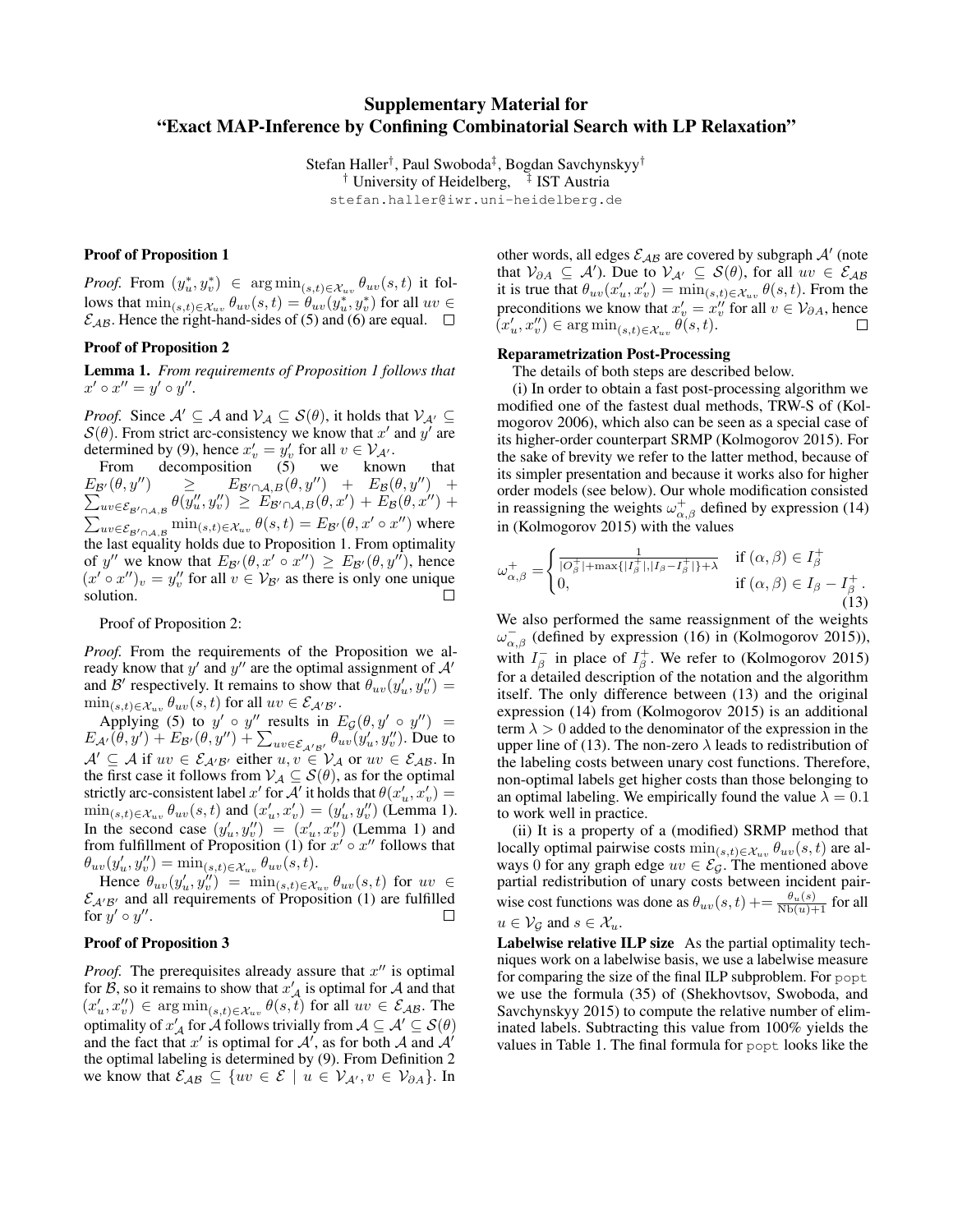# Supplementary Material for "Exact MAP-Inference by Confining Combinatorial Search with LP Relaxation"

Stefan Haller[†], Paul Swoboda[‡], Bogdan Savchynskyy[†]
[†] University of Heidelberg, [‡] IST Austria
stefan.haller@iwr.uni-heidelberg.de

### Proof of Proposition 1

*Proof.* From $(y_u^*, y_v^*) \in \arg\min_{(s,t)\in\mathcal{X}_{uv}} \theta_{uv}(s,t)$ it follows that $\min_{(s,t)\in\mathcal{X}_{uv}} \theta_{uv}(s,t) = \theta_{uv}(y_u^*, y_v^*)$ for all $uv \in \mathcal{E}_{\mathcal{AB}}$. Hence the right-hand-sides of (5) and (6) are equal. $\square$

### Proof of Proposition 2

**Lemma 1.** *From requirements of Proposition 1 follows that $x' \circ x'' = y' \circ y''$.*

*Proof.* Since $\mathcal{A}' \subseteq \mathcal{A}$ and $\mathcal{V}_\mathcal{A} \subseteq \mathcal{S}(\theta)$, it holds that $\mathcal{V}_{\mathcal{A}'} \subseteq \mathcal{S}(\theta)$. From strict arc-consistency we know that $x'$ and $y'$ are determined by (9), hence $x'_v = y'_v$ for all $v \in \mathcal{V}_{\mathcal{A}'}$.

From decomposition (5) we known that $E_{\mathcal{B}'}(\theta, y'') \geq E_{\mathcal{B}'\cap\mathcal{A},B}(\theta, y'') + E_\mathcal{B}(\theta, y'') + \sum_{uv\in\mathcal{E}_{\mathcal{B}'\cap\mathcal{A},\mathcal{B}}} \theta(y''_u, y''_v) \geq E_{\mathcal{B}'\cap\mathcal{A},B}(\theta, x') + E_\mathcal{B}(\theta, x'') + \sum_{uv\in\mathcal{E}_{\mathcal{B}'\cap\mathcal{A},\mathcal{B}}} \min_{(s,t)\in\mathcal{X}_{uv}} \theta(s,t) = E_{\mathcal{B}'}(\theta, x' \circ x'')$ where the last equality holds due to Proposition 1. From optimality of $y''$ we know that $E_{\mathcal{B}'}(\theta, x' \circ x'') \geq E_{\mathcal{B}'}(\theta, y'')$, hence $(x' \circ x'')_v = y''_v$ for all $v \in \mathcal{V}_{\mathcal{B}'}$ as there is only one unique solution. $\square$

Proof of Proposition 2:

*Proof.* From the requirements of the Proposition we already know that $y'$ and $y''$ are the optimal assignment of $\mathcal{A}'$ and $\mathcal{B}'$ respectively. It remains to show that $\theta_{uv}(y'_u, y''_v) = \min_{(s,t)\in\mathcal{X}_{uv}} \theta_{uv}(s,t)$ for all $uv \in \mathcal{E}_{\mathcal{A}'\mathcal{B}'}$.

Applying (5) to $y' \circ y''$ results in $E_\mathcal{G}(\theta, y' \circ y'') = E_{\mathcal{A}'}(\theta, y') + E_{\mathcal{B}'}(\theta, y'') + \sum_{uv\in\mathcal{E}_{\mathcal{A}'\mathcal{B}'}} \theta_{uv}(y'_u, y''_v)$. Due to $\mathcal{A}' \subseteq \mathcal{A}$ if $uv \in \mathcal{E}_{\mathcal{A}'\mathcal{B}'}$ either $u, v \in \mathcal{V}_\mathcal{A}$ or $uv \in \mathcal{E}_{\mathcal{AB}}$. In the first case it follows from $\mathcal{V}_\mathcal{A} \subseteq \mathcal{S}(\theta)$, as for the optimal strictly arc-consistent label $x'$ for $\mathcal{A}'$ it holds that $\theta(x'_u, x'_v) = \min_{(s,t)\in\mathcal{X}_{uv}} \theta_{uv}(s,t)$ and $(x'_u, x'_v) = (y'_u, y''_v)$ (Lemma 1). In the second case $(y'_u, y''_v) = (x'_u, x''_v)$ (Lemma 1) and from fulfillment of Proposition (1) for $x' \circ x''$ follows that $\theta_{uv}(y'_u, y''_v) = \min_{(s,t)\in\mathcal{X}_{uv}} \theta_{uv}(s,t)$.

Hence $\theta_{uv}(y'_u, y''_v) = \min_{(s,t)\in\mathcal{X}_{uv}} \theta_{uv}(s,t)$ for $uv \in \mathcal{E}_{\mathcal{A}'\mathcal{B}'}$ and all requirements of Proposition (1) are fulfilled for $y' \circ y''$. $\square$

### Proof of Proposition 3

*Proof.* The prerequisites already assure that $x''$ is optimal for $\mathcal{B}$, so it remains to show that $x'_\mathcal{A}$ is optimal for $\mathcal{A}$ and that $(x'_u, x''_v) \in \arg\min_{(s,t)\in\mathcal{X}_{uv}} \theta(s,t)$ for all $uv \in \mathcal{E}_{\mathcal{AB}}$. The optimality of $x'_\mathcal{A}$ for $\mathcal{A}$ follows trivially from $\mathcal{A} \subseteq \mathcal{A}' \subseteq \mathcal{S}(\theta)$ and the fact that $x'$ is optimal for $\mathcal{A}'$, as for both $\mathcal{A}$ and $\mathcal{A}'$ the optimal labeling is determined by (9). From Definition 2 we know that $\mathcal{E}_{\mathcal{AB}} \subseteq \{uv \in \mathcal{E} \mid u \in \mathcal{V}_{\mathcal{A}'}, v \in \mathcal{V}_{\partial A}\}$. In other words, all edges $\mathcal{E}_{\mathcal{AB}}$ are covered by subgraph $\mathcal{A}'$ (note that $\mathcal{V}_{\partial A} \subseteq \mathcal{A}'$). Due to $\mathcal{V}_{\mathcal{A}'} \subseteq \mathcal{S}(\theta)$, for all $uv \in \mathcal{E}_{\mathcal{AB}}$ it is true that $\theta_{uv}(x'_u, x'_v) = \min_{(s,t)\in\mathcal{X}_{uv}} \theta(s,t)$. From the preconditions we know that $x'_v = x''_v$ for all $v \in \mathcal{V}_{\partial A}$, hence $(x'_u, x''_v) \in \arg\min_{(s,t)\in\mathcal{X}_{uv}} \theta(s,t)$. $\square$

### Reparametrization Post-Processing

The details of both steps are described below.

(i) In order to obtain a fast post-processing algorithm we modified one of the fastest dual methods, TRW-S of (Kolmogorov 2006), which also can be seen as a special case of its higher-order counterpart SRMP (Kolmogorov 2015). For the sake of brevity we refer to the latter method, because of its simpler presentation and because it works also for higher order models (see below). Our whole modification consisted in reassigning the weights $\omega^+_{\alpha,\beta}$ defined by expression (14) in (Kolmogorov 2015) with the values

$$\omega^+_{\alpha,\beta} = \begin{cases} \frac{1}{|O^+_\beta| + \max\{|I^+_\beta|, |I_\beta - I^+_\beta|\} + \lambda} & \text{if } (\alpha,\beta) \in I^+_\beta \\ 0, & \text{if } (\alpha,\beta) \in I_\beta - I^+_\beta \,. \end{cases} \tag{13}$$

We also performed the same reassignment of the weights $\omega^-_{\alpha,\beta}$ (defined by expression (16) in (Kolmogorov 2015)), with $I^-_\beta$ in place of $I^+_\beta$. We refer to (Kolmogorov 2015) for a detailed description of the notation and the algorithm itself. The only difference between (13) and the original expression (14) from (Kolmogorov 2015) is an additional term $\lambda > 0$ added to the denominator of the expression in the upper line of (13). The non-zero $\lambda$ leads to redistribution of the labeling costs between unary cost functions. Therefore, non-optimal labels get higher costs than those belonging to an optimal labeling. We empirically found the value $\lambda = 0.1$ to work well in practice.

(ii) It is a property of a (modified) SRMP method that locally optimal pairwise costs $\min_{(s,t)\in\mathcal{X}_{uv}} \theta_{uv}(s,t)$ are always 0 for any graph edge $uv \in \mathcal{E}_\mathcal{G}$. The mentioned above partial redistribution of unary costs between incident pairwise cost functions was done as $\theta_{uv}(s,t) \mathrel{+}= \frac{\theta_u(s)}{\mathrm{Nb}(u)+1}$ for all $u \in \mathcal{V}_\mathcal{G}$ and $s \in \mathcal{X}_u$.

**Labelwise relative ILP size** As the partial optimality techniques work on a labelwise basis, we use a labelwise measure for comparing the size of the final ILP subproblem. For `popt` we use the formula (35) of (Shekhovtsov, Swoboda, and Savchynskyy 2015) to compute the relative number of eliminated labels. Subtracting this value from 100% yields the values in Table 1. The final formula for `popt` looks like the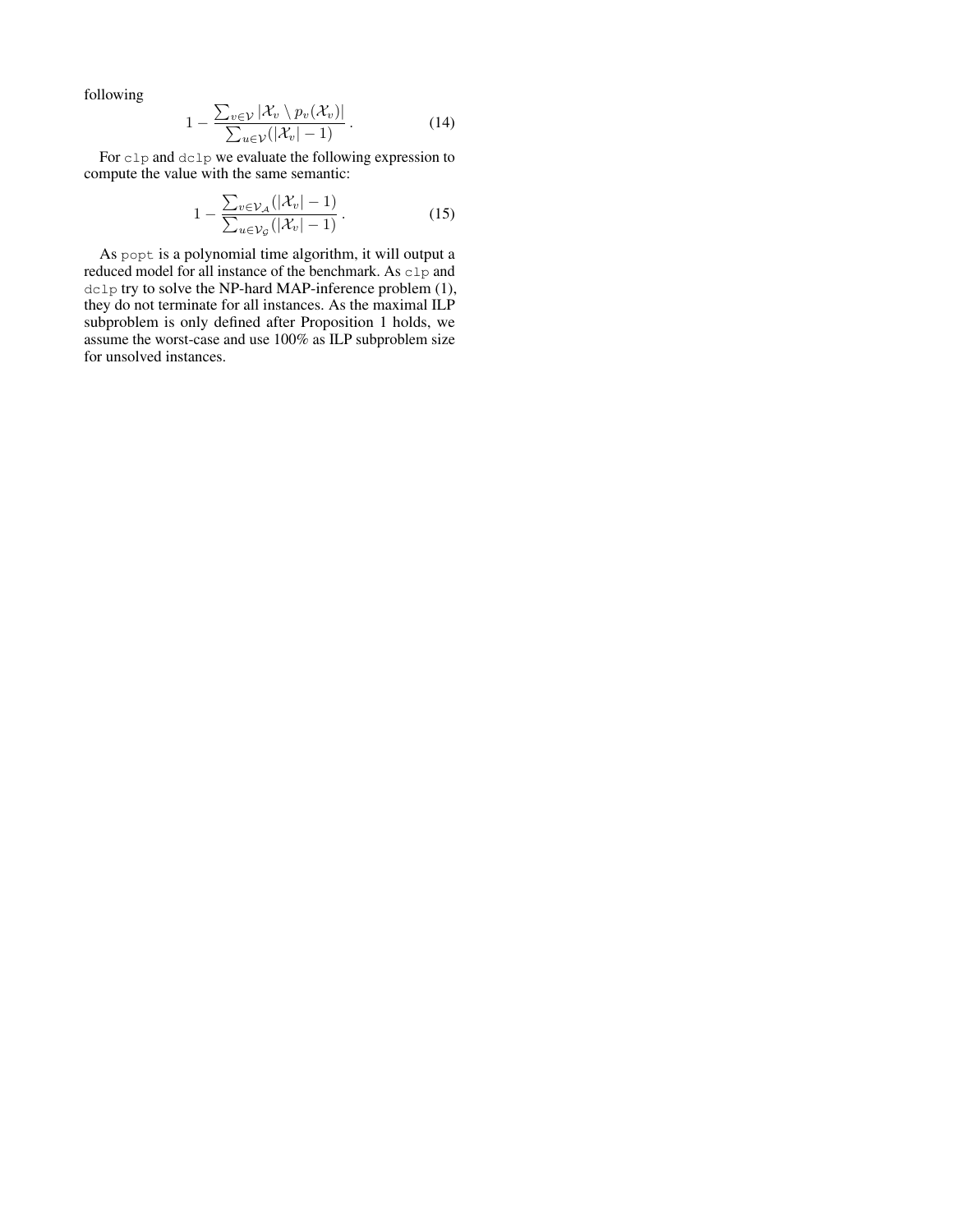following

$$1 - \frac{\sum_{v \in \mathcal{V}} |\mathcal{X}_v \setminus p_v(\mathcal{X}_v)|}{\sum_{u \in \mathcal{V}} (|\mathcal{X}_v| - 1)} \,. \tag{14}$$

For `clp` and `dclp` we evaluate the following expression to compute the value with the same semantic:

$$1 - \frac{\sum_{v \in \mathcal{V}_{\mathcal{A}}} (|\mathcal{X}_v| - 1)}{\sum_{u \in \mathcal{V}_{\mathcal{G}}} (|\mathcal{X}_v| - 1)} \,. \tag{15}$$

As `popt` is a polynomial time algorithm, it will output a reduced model for all instance of the benchmark. As `clp` and `dclp` try to solve the NP-hard MAP-inference problem (1), they do not terminate for all instances. As the maximal ILP subproblem is only defined after Proposition 1 holds, we assume the worst-case and use 100% as ILP subproblem size for unsolved instances.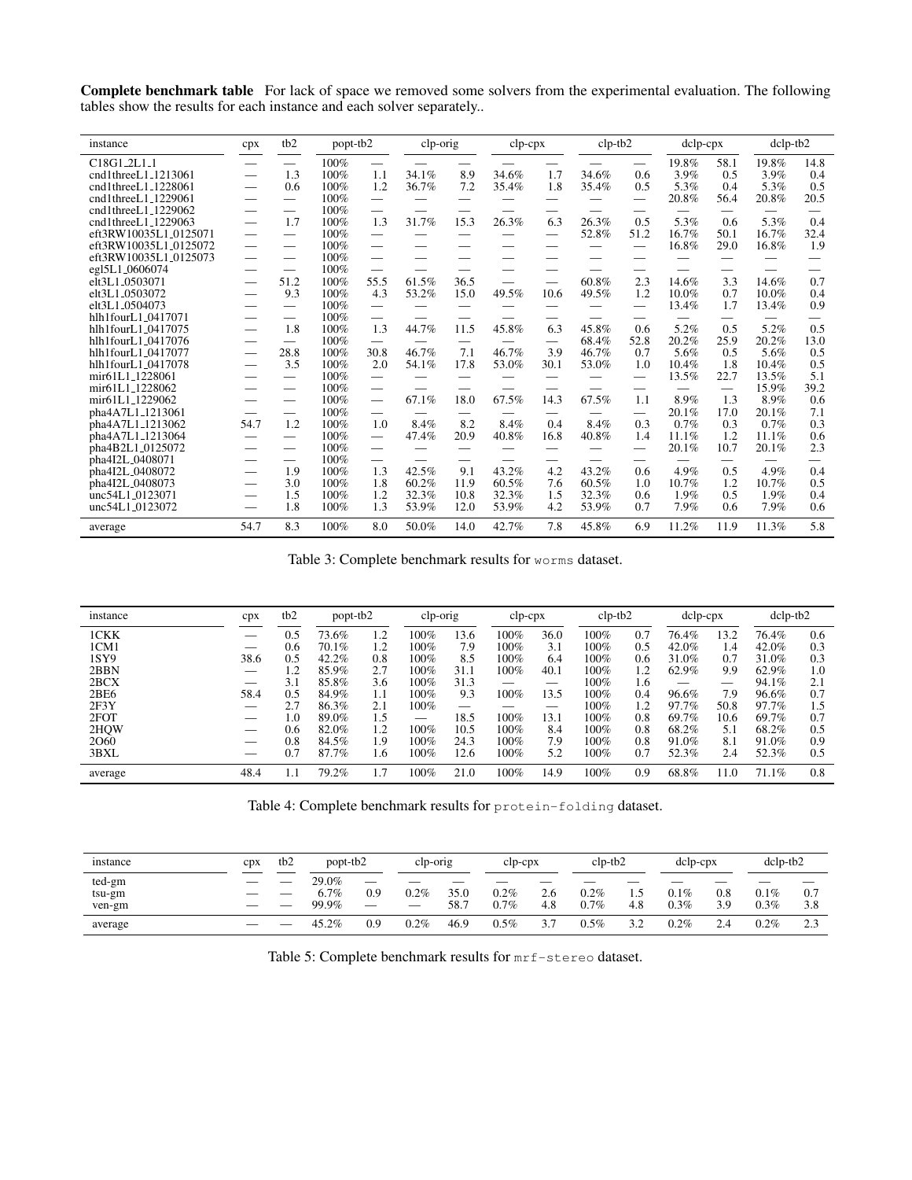**Complete benchmark table** For lack of space we removed some solvers from the experimental evaluation. The following tables show the results for each instance and each solver separately..

| instance | cpx | tb2 | popt-tb2 | | clp-orig | | clp-cpx | | clp-tb2 | | dclp-cpx | | dclp-tb2 | |
|---|---|---|---|---|---|---|---|---|---|---|---|---|---|---|
| C18G1_2L1_1 | — | — | 100% | — | — | — | — | — | — | — | 19.8% | 58.1 | 19.8% | 14.8 |
| cnd1threeL1_1213061 | — | 1.3 | 100% | 1.1 | 34.1% | 8.9 | 34.6% | 1.7 | 34.6% | 0.6 | 3.9% | 0.5 | 3.9% | 0.4 |
| cnd1threeL1_1228061 | — | 0.6 | 100% | 1.2 | 36.7% | 7.2 | 35.4% | 1.8 | 35.4% | 0.5 | 5.3% | 0.4 | 5.3% | 0.5 |
| cnd1threeL1_1229061 | — | — | 100% | — | — | — | — | — | — | — | 20.8% | 56.4 | 20.8% | 20.5 |
| cnd1threeL1_1229062 | — | — | 100% | — | — | — | — | — | — | — | — | — | — | — |
| cnd1threeL1_1229063 | — | 1.7 | 100% | 1.3 | 31.7% | 15.3 | 26.3% | 6.3 | 26.3% | 0.5 | 5.3% | 0.6 | 5.3% | 0.4 |
| eft3RW10035L1_0125071 | — | — | 100% | — | — | — | — | — | 52.8% | 51.2 | 16.7% | 50.1 | 16.7% | 32.4 |
| eft3RW10035L1_0125072 | — | — | 100% | — | — | — | — | — | — | — | 16.8% | 29.0 | 16.8% | 1.9 |
| eft3RW10035L1_0125073 | — | — | 100% | — | — | — | — | — | — | — | — | — | — | — |
| egl5L1_0606074 | — | — | 100% | — | — | — | — | — | — | — | — | — | — | — |
| elt3L1_0503071 | — | 51.2 | 100% | 55.5 | 61.5% | 36.5 | — | — | 60.8% | 2.3 | 14.6% | 3.3 | 14.6% | 0.7 |
| elt3L1_0503072 | — | 9.3 | 100% | 4.3 | 53.2% | 15.0 | 49.5% | 10.6 | 49.5% | 1.2 | 10.0% | 0.7 | 10.0% | 0.4 |
| elt3L1_0504073 | — | — | 100% | — | — | — | — | — | — | — | 13.4% | 1.7 | 13.4% | 0.9 |
| hlh1fourL1_0417071 | — | — | 100% | — | — | — | — | — | — | — | — | — | — | — |
| hlh1fourL1_0417075 | — | 1.8 | 100% | 1.3 | 44.7% | 11.5 | 45.8% | 6.3 | 45.8% | 0.6 | 5.2% | 0.5 | 5.2% | 0.5 |
| hlh1fourL1_0417076 | — | — | 100% | — | — | — | — | — | 68.4% | 52.8 | 20.2% | 25.9 | 20.2% | 13.0 |
| hlh1fourL1_0417077 | — | 28.8 | 100% | 30.8 | 46.7% | 7.1 | 46.7% | 3.9 | 46.7% | 0.7 | 5.6% | 0.5 | 5.6% | 0.5 |
| hlh1fourL1_0417078 | — | 3.5 | 100% | 2.0 | 54.1% | 17.8 | 53.0% | 30.1 | 53.0% | 1.0 | 10.4% | 1.8 | 10.4% | 0.5 |
| mir61L1_1228061 | — | — | 100% | — | — | — | — | — | — | — | 13.5% | 22.7 | 13.5% | 5.1 |
| mir61L1_1228062 | — | — | 100% | — | — | — | — | — | — | — | — | — | 15.9% | 39.2 |
| mir61L1_1229062 | — | — | 100% | — | 67.1% | 18.0 | 67.5% | 14.3 | 67.5% | 1.1 | 8.9% | 1.3 | 8.9% | 0.6 |
| pha4A7L1_1213061 | — | — | 100% | — | — | — | — | — | — | — | 20.1% | 17.0 | 20.1% | 7.1 |
| pha4A7L1_1213062 | 54.7 | 1.2 | 100% | 1.0 | 8.4% | 8.2 | 8.4% | 0.4 | 8.4% | 0.3 | 0.7% | 0.3 | 0.7% | 0.3 |
| pha4A7L1_1213064 | — | — | 100% | — | 47.4% | 20.9 | 40.8% | 16.8 | 40.8% | 1.4 | 11.1% | 1.2 | 11.1% | 0.6 |
| pha4B2L1_0125072 | — | — | 100% | — | — | — | — | — | — | — | 20.1% | 10.7 | 20.1% | 2.3 |
| pha4I2L_0408071 | — | — | 100% | — | — | — | — | — | — | — | — | — | — | — |
| pha4I2L_0408072 | — | 1.9 | 100% | 1.3 | 42.5% | 9.1 | 43.2% | 4.2 | 43.2% | 0.6 | 4.9% | 0.5 | 4.9% | 0.4 |
| pha4I2L_0408073 | — | 3.0 | 100% | 1.8 | 60.2% | 11.9 | 60.5% | 7.6 | 60.5% | 1.0 | 10.7% | 1.2 | 10.7% | 0.5 |
| unc54L1_0123071 | — | 1.5 | 100% | 1.2 | 32.3% | 10.8 | 32.3% | 1.5 | 32.3% | 0.6 | 1.9% | 0.5 | 1.9% | 0.4 |
| unc54L1_0123072 | — | 1.8 | 100% | 1.3 | 53.9% | 12.0 | 53.9% | 4.2 | 53.9% | 0.7 | 7.9% | 0.6 | 7.9% | 0.6 |
| average | 54.7 | 8.3 | 100% | 8.0 | 50.0% | 14.0 | 42.7% | 7.8 | 45.8% | 6.9 | 11.2% | 11.9 | 11.3% | 5.8 |

Table 3: Complete benchmark results for `worms` dataset.

| instance | cpx | tb2 | popt-tb2 | | clp-orig | | clp-cpx | | clp-tb2 | | dclp-cpx | | dclp-tb2 | |
|---|---|---|---|---|---|---|---|---|---|---|---|---|---|---|
| 1CKK | — | 0.5 | 73.6% | 1.2 | 100% | 13.6 | 100% | 36.0 | 100% | 0.7 | 76.4% | 13.2 | 76.4% | 0.6 |
| 1CM1 | — | 0.6 | 70.1% | 1.2 | 100% | 7.9 | 100% | 3.1 | 100% | 0.5 | 42.0% | 1.4 | 42.0% | 0.3 |
| 1SY9 | 38.6 | 0.5 | 42.2% | 0.8 | 100% | 8.5 | 100% | 6.4 | 100% | 0.6 | 31.0% | 0.7 | 31.0% | 0.3 |
| 2BBN | — | 1.2 | 85.9% | 2.7 | 100% | 31.1 | 100% | 40.1 | 100% | 1.2 | 62.9% | 9.9 | 62.9% | 1.0 |
| 2BCX | — | 3.1 | 85.8% | 3.6 | 100% | 31.3 | — | — | 100% | 1.6 | — | — | 94.1% | 2.1 |
| 2BE6 | 58.4 | 0.5 | 84.9% | 1.1 | 100% | 9.3 | 100% | 13.5 | 100% | 0.4 | 96.6% | 7.9 | 96.6% | 0.7 |
| 2F3Y | — | 2.7 | 86.3% | 2.1 | 100% | — | — | — | 100% | 1.2 | 97.7% | 50.8 | 97.7% | 1.5 |
| 2FOT | — | 1.0 | 89.0% | 1.5 | — | 18.5 | 100% | 13.1 | 100% | 0.8 | 69.7% | 10.6 | 69.7% | 0.7 |
| 2HQW | — | 0.6 | 82.0% | 1.2 | 100% | 10.5 | 100% | 8.4 | 100% | 0.8 | 68.2% | 5.1 | 68.2% | 0.5 |
| 2O60 | — | 0.8 | 84.5% | 1.9 | 100% | 24.3 | 100% | 7.9 | 100% | 0.8 | 91.0% | 8.1 | 91.0% | 0.9 |
| 3BXL | — | 0.7 | 87.7% | 1.6 | 100% | 12.6 | 100% | 5.2 | 100% | 0.7 | 52.3% | 2.4 | 52.3% | 0.5 |
| average | 48.4 | 1.1 | 79.2% | 1.7 | 100% | 21.0 | 100% | 14.9 | 100% | 0.9 | 68.8% | 11.0 | 71.1% | 0.8 |

Table 4: Complete benchmark results for `protein-folding` dataset.

| instance | cpx | tb2 | popt-tb2 | | clp-orig | | clp-cpx | | clp-tb2 | | dclp-cpx | | dclp-tb2 | |
|---|---|---|---|---|---|---|---|---|---|---|---|---|---|---|
| ted-gm | — | — | 29.0% | — | — | — | — | — | — | — | — | — | — | — |
| tsu-gm | — | — | 6.7% | 0.9 | 0.2% | 35.0 | 0.2% | 2.6 | 0.2% | 1.5 | 0.1% | 0.8 | 0.1% | 0.7 |
| ven-gm | — | — | 99.9% | — | — | 58.7 | 0.7% | 4.8 | 0.7% | 4.8 | 0.3% | 3.9 | 0.3% | 3.8 |
| average | — | — | 45.2% | 0.9 | 0.2% | 46.9 | 0.5% | 3.7 | 0.5% | 3.2 | 0.2% | 2.4 | 0.2% | 2.3 |

Table 5: Complete benchmark results for `mrf-stereo` dataset.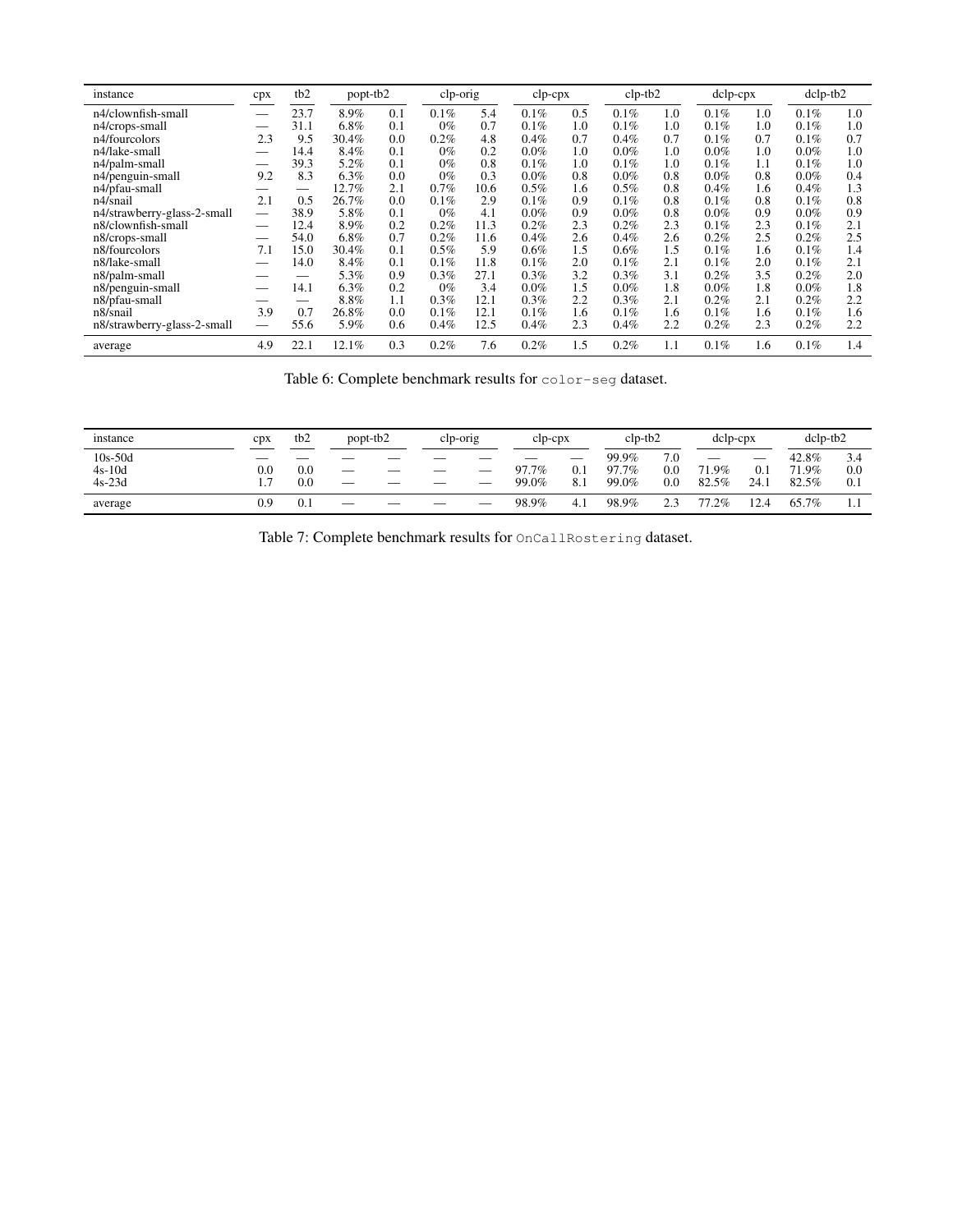| instance | cpx | tb2 | popt-tb2 | | clp-orig | | clp-cpx | | clp-tb2 | | dclp-cpx | | dclp-tb2 | |
|---|---|---|---|---|---|---|---|---|---|---|---|---|---|---|
| n4/clownfish-small | — | 23.7 | 8.9% | 0.1 | 0.1% | 5.4 | 0.1% | 0.5 | 0.1% | 1.0 | 0.1% | 1.0 | 0.1% | 1.0 |
| n4/crops-small | — | 31.1 | 6.8% | 0.1 | 0% | 0.7 | 0.1% | 1.0 | 0.1% | 1.0 | 0.1% | 1.0 | 0.1% | 1.0 |
| n4/fourcolors | 2.3 | 9.5 | 30.4% | 0.0 | 0.2% | 4.8 | 0.4% | 0.7 | 0.4% | 0.7 | 0.1% | 0.7 | 0.1% | 0.7 |
| n4/lake-small | — | 14.4 | 8.4% | 0.1 | 0% | 0.2 | 0.0% | 1.0 | 0.0% | 1.0 | 0.0% | 1.0 | 0.0% | 1.0 |
| n4/palm-small | — | 39.3 | 5.2% | 0.1 | 0% | 0.8 | 0.1% | 1.0 | 0.1% | 1.0 | 0.1% | 1.1 | 0.1% | 1.0 |
| n4/penguin-small | 9.2 | 8.3 | 6.3% | 0.0 | 0% | 0.3 | 0.0% | 0.8 | 0.0% | 0.8 | 0.0% | 0.8 | 0.0% | 0.4 |
| n4/pfau-small | — | — | 12.7% | 2.1 | 0.7% | 10.6 | 0.5% | 1.6 | 0.5% | 0.8 | 0.4% | 1.6 | 0.4% | 1.3 |
| n4/snail | 2.1 | 0.5 | 26.7% | 0.0 | 0.1% | 2.9 | 0.1% | 0.9 | 0.1% | 0.8 | 0.1% | 0.8 | 0.1% | 0.8 |
| n4/strawberry-glass-2-small | — | 38.9 | 5.8% | 0.1 | 0% | 4.1 | 0.0% | 0.9 | 0.0% | 0.8 | 0.0% | 0.9 | 0.0% | 0.9 |
| n8/clownfish-small | — | 12.4 | 8.9% | 0.2 | 0.2% | 11.3 | 0.2% | 2.3 | 0.2% | 2.3 | 0.1% | 2.3 | 0.1% | 2.1 |
| n8/crops-small | — | 54.0 | 6.8% | 0.7 | 0.2% | 11.6 | 0.4% | 2.6 | 0.4% | 2.6 | 0.2% | 2.5 | 0.2% | 2.5 |
| n8/fourcolors | 7.1 | 15.0 | 30.4% | 0.1 | 0.5% | 5.9 | 0.6% | 1.5 | 0.6% | 1.5 | 0.1% | 1.6 | 0.1% | 1.4 |
| n8/lake-small | — | 14.0 | 8.4% | 0.1 | 0.1% | 11.8 | 0.1% | 2.0 | 0.1% | 2.1 | 0.1% | 2.0 | 0.1% | 2.1 |
| n8/palm-small | — | — | 5.3% | 0.9 | 0.3% | 27.1 | 0.3% | 3.2 | 0.3% | 3.1 | 0.2% | 3.5 | 0.2% | 2.0 |
| n8/penguin-small | — | 14.1 | 6.3% | 0.2 | 0% | 3.4 | 0.0% | 1.5 | 0.0% | 1.8 | 0.0% | 1.8 | 0.0% | 1.8 |
| n8/pfau-small | — | — | 8.8% | 1.1 | 0.3% | 12.1 | 0.3% | 2.2 | 0.3% | 2.1 | 0.2% | 2.1 | 0.2% | 2.2 |
| n8/snail | 3.9 | 0.7 | 26.8% | 0.0 | 0.1% | 12.1 | 0.1% | 1.6 | 0.1% | 1.6 | 0.1% | 1.6 | 0.1% | 1.6 |
| n8/strawberry-glass-2-small | — | 55.6 | 5.9% | 0.6 | 0.4% | 12.5 | 0.4% | 2.3 | 0.4% | 2.2 | 0.2% | 2.3 | 0.2% | 2.2 |
| average | 4.9 | 22.1 | 12.1% | 0.3 | 0.2% | 7.6 | 0.2% | 1.5 | 0.2% | 1.1 | 0.1% | 1.6 | 0.1% | 1.4 |

Table 6: Complete benchmark results for color-seg dataset.

| instance | cpx | tb2 | popt-tb2 | | clp-orig | | clp-cpx | | clp-tb2 | | dclp-cpx | | dclp-tb2 | |
|---|---|---|---|---|---|---|---|---|---|---|---|---|---|---|
| 10s-50d | — | — | — | — | — | — | — | — | 99.9% | 7.0 | — | — | 42.8% | 3.4 |
| 4s-10d | 0.0 | 0.0 | — | — | — | — | 97.7% | 0.1 | 97.7% | 0.0 | 71.9% | 0.1 | 71.9% | 0.0 |
| 4s-23d | 1.7 | 0.0 | — | — | — | — | 99.0% | 8.1 | 99.0% | 0.0 | 82.5% | 24.1 | 82.5% | 0.1 |
| average | 0.9 | 0.1 | — | — | — | — | 98.9% | 4.1 | 98.9% | 2.3 | 77.2% | 12.4 | 65.7% | 1.1 |

Table 7: Complete benchmark results for OnCallRostering dataset.